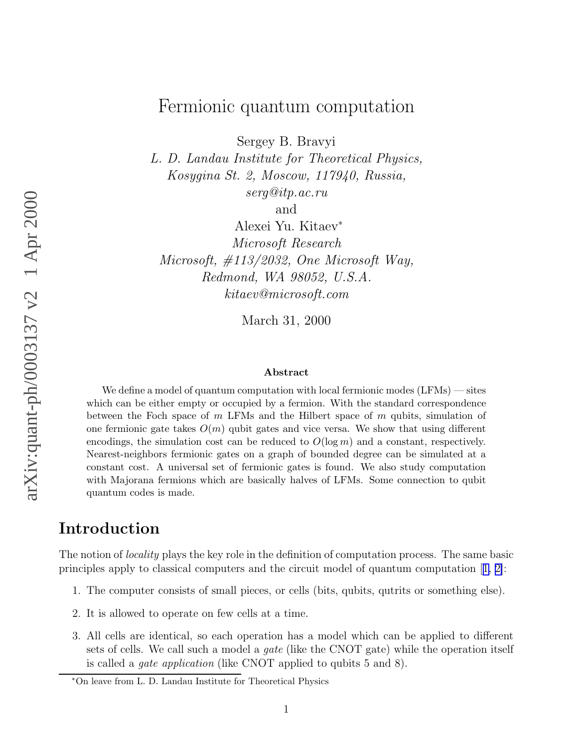# Fermionic quantum computation

Sergey B. Bravyi
*L. D. Landau Institute for Theoretical Physics,*
*Kosygina St. 2, Moscow, 117940, Russia,*
*serg@itp.ac.ru*
and
Alexei Yu. Kitaev*
*Microsoft Research*
*Microsoft, #113/2032, One Microsoft Way,*
*Redmond, WA 98052, U.S.A.*
*kitaev@microsoft.com*

March 31, 2000

arXiv:quant-ph/0003137 v2 1 Apr 2000

**Abstract**

We define a model of quantum computation with local fermionic modes (LFMs) — sites which can be either empty or occupied by a fermion. With the standard correspondence between the Foch space of $m$ LFMs and the Hilbert space of $m$ qubits, simulation of one fermionic gate takes $O(m)$ qubit gates and vice versa. We show that using different encodings, the simulation cost can be reduced to $O(\log m)$ and a constant, respectively. Nearest-neighbors fermionic gates on a graph of bounded degree can be simulated at a constant cost. A universal set of fermionic gates is found. We also study computation with Majorana fermions which are basically halves of LFMs. Some connection to qubit quantum codes is made.

## Introduction

The notion of *locality* plays the key role in the definition of computation process. The same basic principles apply to classical computers and the circuit model of quantum computation [1, 2]:

1. The computer consists of small pieces, or cells (bits, qubits, qutrits or something else).
2. It is allowed to operate on few cells at a time.
3. All cells are identical, so each operation has a model which can be applied to different sets of cells. We call such a model a *gate* (like the CNOT gate) while the operation itself is called a *gate application* (like CNOT applied to qubits 5 and 8).

*On leave from L. D. Landau Institute for Theoretical Physics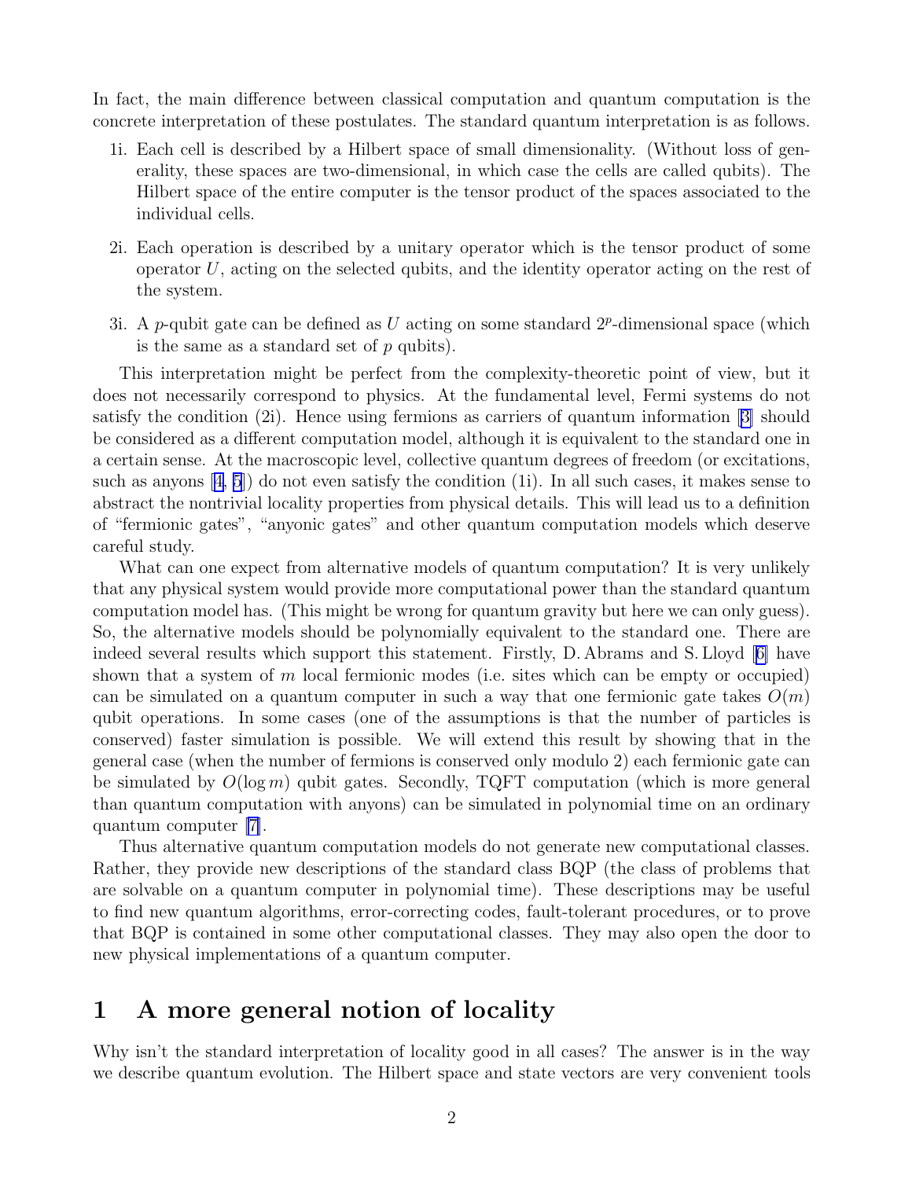In fact, the main difference between classical computation and quantum computation is the concrete interpretation of these postulates. The standard quantum interpretation is as follows.

1i. Each cell is described by a Hilbert space of small dimensionality. (Without loss of generality, these spaces are two-dimensional, in which case the cells are called qubits). The Hilbert space of the entire computer is the tensor product of the spaces associated to the individual cells.

2i. Each operation is described by a unitary operator which is the tensor product of some operator $U$, acting on the selected qubits, and the identity operator acting on the rest of the system.

3i. A $p$-qubit gate can be defined as $U$ acting on some standard $2^p$-dimensional space (which is the same as a standard set of $p$ qubits).

This interpretation might be perfect from the complexity-theoretic point of view, but it does not necessarily correspond to physics. At the fundamental level, Fermi systems do not satisfy the condition (2i). Hence using fermions as carriers of quantum information [3] should be considered as a different computation model, although it is equivalent to the standard one in a certain sense. At the macroscopic level, collective quantum degrees of freedom (or excitations, such as anyons [4, 5]) do not even satisfy the condition (1i). In all such cases, it makes sense to abstract the nontrivial locality properties from physical details. This will lead us to a definition of "fermionic gates", "anyonic gates" and other quantum computation models which deserve careful study.

What can one expect from alternative models of quantum computation? It is very unlikely that any physical system would provide more computational power than the standard quantum computation model has. (This might be wrong for quantum gravity but here we can only guess). So, the alternative models should be polynomially equivalent to the standard one. There are indeed several results which support this statement. Firstly, D. Abrams and S. Lloyd [6] have shown that a system of $m$ local fermionic modes (i.e. sites which can be empty or occupied) can be simulated on a quantum computer in such a way that one fermionic gate takes $O(m)$ qubit operations. In some cases (one of the assumptions is that the number of particles is conserved) faster simulation is possible. We will extend this result by showing that in the general case (when the number of fermions is conserved only modulo 2) each fermionic gate can be simulated by $O(\log m)$ qubit gates. Secondly, TQFT computation (which is more general than quantum computation with anyons) can be simulated in polynomial time on an ordinary quantum computer [7].

Thus alternative quantum computation models do not generate new computational classes. Rather, they provide new descriptions of the standard class BQP (the class of problems that are solvable on a quantum computer in polynomial time). These descriptions may be useful to find new quantum algorithms, error-correcting codes, fault-tolerant procedures, or to prove that BQP is contained in some other computational classes. They may also open the door to new physical implementations of a quantum computer.

# 1 A more general notion of locality

Why isn't the standard interpretation of locality good in all cases? The answer is in the way we describe quantum evolution. The Hilbert space and state vectors are very convenient tools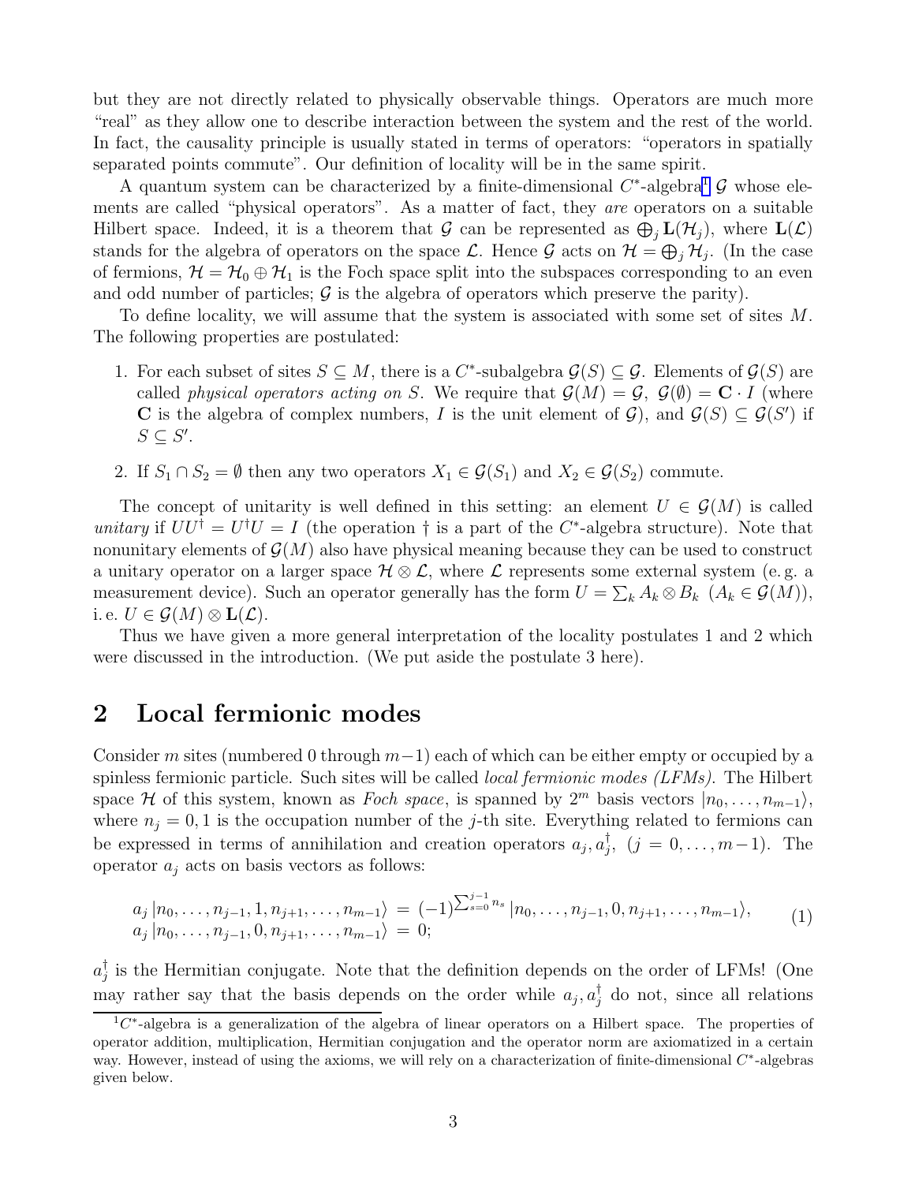but they are not directly related to physically observable things. Operators are much more "real" as they allow one to describe interaction between the system and the rest of the world. In fact, the causality principle is usually stated in terms of operators: "operators in spatially separated points commute". Our definition of locality will be in the same spirit.

A quantum system can be characterized by a finite-dimensional $C^*$-algebra[1] $\mathcal{G}$ whose elements are called "physical operators". As a matter of fact, they *are* operators on a suitable Hilbert space. Indeed, it is a theorem that $\mathcal{G}$ can be represented as $\bigoplus_j \mathbf{L}(\mathcal{H}_j)$, where $\mathbf{L}(\mathcal{L})$ stands for the algebra of operators on the space $\mathcal{L}$. Hence $\mathcal{G}$ acts on $\mathcal{H} = \bigoplus_j \mathcal{H}_j$. (In the case of fermions, $\mathcal{H} = \mathcal{H}_0 \oplus \mathcal{H}_1$ is the Foch space split into the subspaces corresponding to an even and odd number of particles; $\mathcal{G}$ is the algebra of operators which preserve the parity).

To define locality, we will assume that the system is associated with some set of sites $M$. The following properties are postulated:

1. For each subset of sites $S \subseteq M$, there is a $C^*$-subalgebra $\mathcal{G}(S) \subseteq \mathcal{G}$. Elements of $\mathcal{G}(S)$ are called *physical operators acting on* $S$. We require that $\mathcal{G}(M) = \mathcal{G}$, $\mathcal{G}(\emptyset) = \mathbf{C} \cdot I$ (where $\mathbf{C}$ is the algebra of complex numbers, $I$ is the unit element of $\mathcal{G}$), and $\mathcal{G}(S) \subseteq \mathcal{G}(S')$ if $S \subseteq S'$.

2. If $S_1 \cap S_2 = \emptyset$ then any two operators $X_1 \in \mathcal{G}(S_1)$ and $X_2 \in \mathcal{G}(S_2)$ commute.

The concept of unitarity is well defined in this setting: an element $U \in \mathcal{G}(M)$ is called *unitary* if $UU^\dagger = U^\dagger U = I$ (the operation $\dagger$ is a part of the $C^*$-algebra structure). Note that nonunitary elements of $\mathcal{G}(M)$ also have physical meaning because they can be used to construct a unitary operator on a larger space $\mathcal{H} \otimes \mathcal{L}$, where $\mathcal{L}$ represents some external system (e. g. a measurement device). Such an operator generally has the form $U = \sum_k A_k \otimes B_k$ $(A_k \in \mathcal{G}(M))$, i. e. $U \in \mathcal{G}(M) \otimes \mathbf{L}(\mathcal{L})$.

Thus we have given a more general interpretation of the locality postulates 1 and 2 which were discussed in the introduction. (We put aside the postulate 3 here).

## 2 Local fermionic modes

Consider $m$ sites (numbered 0 through $m-1$) each of which can be either empty or occupied by a spinless fermionic particle. Such sites will be called *local fermionic modes (LFMs)*. The Hilbert space $\mathcal{H}$ of this system, known as *Foch space*, is spanned by $2^m$ basis vectors $|n_0, \ldots, n_{m-1}\rangle$, where $n_j = 0, 1$ is the occupation number of the $j$-th site. Everything related to fermions can be expressed in terms of annihilation and creation operators $a_j, a_j^\dagger$, $(j = 0, \ldots, m-1)$. The operator $a_j$ acts on basis vectors as follows:

$$
\begin{aligned}
a_j\, |n_0, \ldots, n_{j-1}, 1, n_{j+1}, \ldots, n_{m-1}\rangle &= (-1)^{\sum_{s=0}^{j-1} n_s}\, |n_0, \ldots, n_{j-1}, 0, n_{j+1}, \ldots, n_{m-1}\rangle, \\
a_j\, |n_0, \ldots, n_{j-1}, 0, n_{j+1}, \ldots, n_{m-1}\rangle &= 0;
\end{aligned}
\tag{1}
$$

$a_j^\dagger$ is the Hermitian conjugate. Note that the definition depends on the order of LFMs! (One may rather say that the basis depends on the order while $a_j, a_j^\dagger$ do not, since all relations

[1] $C^*$-algebra is a generalization of the algebra of linear operators on a Hilbert space. The properties of operator addition, multiplication, Hermitian conjugation and the operator norm are axiomatized in a certain way. However, instead of using the axioms, we will rely on a characterization of finite-dimensional $C^*$-algebras given below.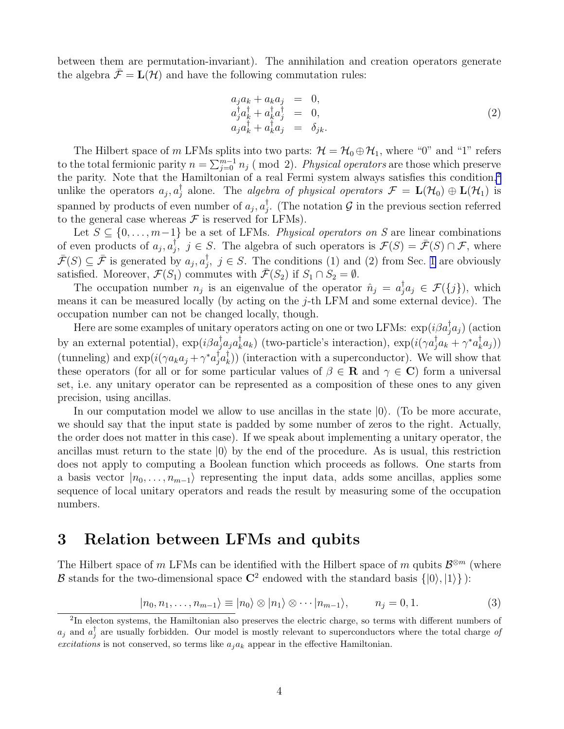between them are permutation-invariant). The annihilation and creation operators generate the algebra $\bar{\mathcal{F}} = \mathbf{L}(\mathcal{H})$ and have the following commutation rules:

$$
\begin{aligned}
a_j a_k + a_k a_j &= 0, \\
a_j^\dagger a_k^\dagger + a_k^\dagger a_j^\dagger &= 0, \\
a_j a_k^\dagger + a_k^\dagger a_j &= \delta_{jk}.
\end{aligned}
\tag{2}
$$

The Hilbert space of $m$ LFMs splits into two parts: $\mathcal{H} = \mathcal{H}_0 \oplus \mathcal{H}_1$, where "0" and "1" refers to the total fermionic parity $n = \sum_{j=0}^{m-1} n_j \pmod 2$. *Physical operators* are those which preserve the parity. Note that the Hamiltonian of a real Fermi system always satisfies this condition,[2] unlike the operators $a_j, a_j^\dagger$ alone. The *algebra of physical operators* $\mathcal{F} = \mathbf{L}(\mathcal{H}_0) \oplus \mathbf{L}(\mathcal{H}_1)$ is spanned by products of even number of $a_j, a_j^\dagger$. (The notation $\mathcal{G}$ in the previous section referred to the general case whereas $\mathcal{F}$ is reserved for LFMs).

Let $S \subseteq \{0, \ldots, m-1\}$ be a set of LFMs. *Physical operators on* $S$ are linear combinations of even products of $a_j, a_j^\dagger,\ j \in S$. The algebra of such operators is $\mathcal{F}(S) = \bar{\mathcal{F}}(S) \cap \mathcal{F}$, where $\bar{\mathcal{F}}(S) \subseteq \bar{\mathcal{F}}$ is generated by $a_j, a_j^\dagger,\ j \in S$. The conditions (1) and (2) from Sec. 1 are obviously satisfied. Moreover, $\mathcal{F}(S_1)$ commutes with $\bar{\mathcal{F}}(S_2)$ if $S_1 \cap S_2 = \emptyset$.

The occupation number $n_j$ is an eigenvalue of the operator $\hat{n}_j = a_j^\dagger a_j \in \mathcal{F}(\{j\})$, which means it can be measured locally (by acting on the $j$-th LFM and some external device). The occupation number can not be changed locally, though.

Here are some examples of unitary operators acting on one or two LFMs: $\exp(i\beta a_j^\dagger a_j)$ (action by an external potential), $\exp(i\beta a_j^\dagger a_j a_k^\dagger a_k)$ (two-particle's interaction), $\exp(i(\gamma a_j^\dagger a_k + \gamma^* a_k^\dagger a_j))$ (tunneling) and $\exp(i(\gamma a_k a_j + \gamma^* a_j^\dagger a_k^\dagger))$ (interaction with a superconductor). We will show that these operators (for all or for some particular values of $\beta \in \mathbf{R}$ and $\gamma \in \mathbf{C}$) form a universal set, i.e. any unitary operator can be represented as a composition of these ones to any given precision, using ancillas.

In our computation model we allow to use ancillas in the state $|0\rangle$. (To be more accurate, we should say that the input state is padded by some number of zeros to the right. Actually, the order does not matter in this case). If we speak about implementing a unitary operator, the ancillas must return to the state $|0\rangle$ by the end of the procedure. As is usual, this restriction does not apply to computing a Boolean function which proceeds as follows. One starts from a basis vector $|n_0, \ldots, n_{m-1}\rangle$ representing the input data, adds some ancillas, applies some sequence of local unitary operators and reads the result by measuring some of the occupation numbers.

## 3 Relation between LFMs and qubits

The Hilbert space of $m$ LFMs can be identified with the Hilbert space of $m$ qubits $\mathcal{B}^{\otimes m}$ (where $\mathcal{B}$ stands for the two-dimensional space $\mathbf{C}^2$ endowed with the standard basis $\{|0\rangle, |1\rangle\}$ ):

$$
|n_0, n_1, \ldots, n_{m-1}\rangle \equiv |n_0\rangle \otimes |n_1\rangle \otimes \cdots |n_{m-1}\rangle, \qquad n_j = 0, 1. \tag{3}
$$

[2] In electon systems, the Hamiltonian also preserves the electric charge, so terms with different numbers of $a_j$ and $a_j^\dagger$ are usually forbidden. Our model is mostly relevant to superconductors where the total charge *of excitations* is not conserved, so terms like $a_j a_k$ appear in the effective Hamiltonian.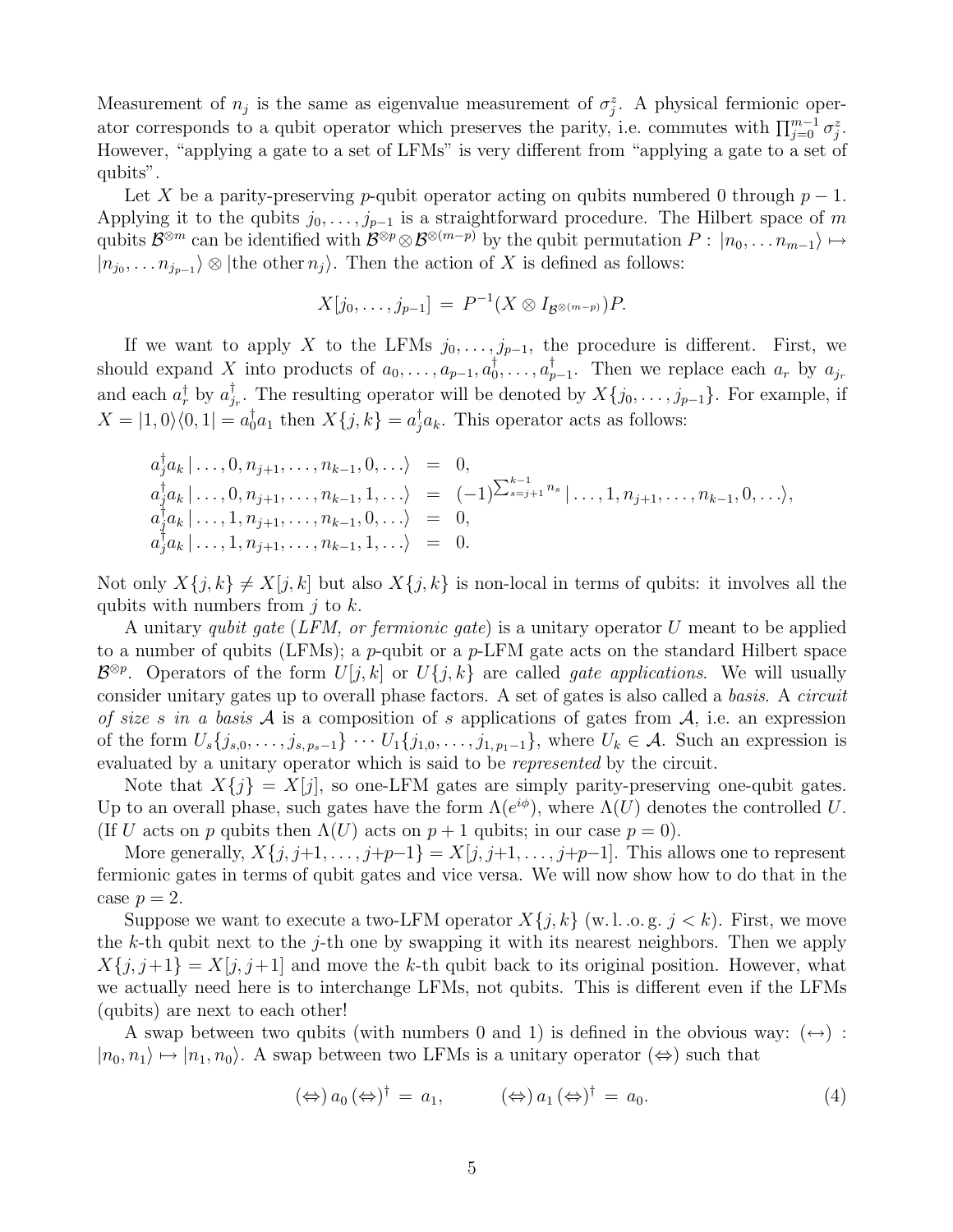Measurement of $n_j$ is the same as eigenvalue measurement of $\sigma_j^z$. A physical fermionic operator corresponds to a qubit operator which preserves the parity, i.e. commutes with $\prod_{j=0}^{m-1} \sigma_j^z$. However, "applying a gate to a set of LFMs" is very different from "applying a gate to a set of qubits".

Let $X$ be a parity-preserving $p$-qubit operator acting on qubits numbered 0 through $p-1$. Applying it to the qubits $j_0, \ldots, j_{p-1}$ is a straightforward procedure. The Hilbert space of $m$ qubits $\mathcal{B}^{\otimes m}$ can be identified with $\mathcal{B}^{\otimes p} \otimes \mathcal{B}^{\otimes (m-p)}$ by the qubit permutation $P : |n_0, \ldots n_{m-1}\rangle \mapsto |n_{j_0}, \ldots n_{j_{p-1}}\rangle \otimes |\text{the other } n_j\rangle$. Then the action of $X$ is defined as follows:

$$X[j_0, \ldots, j_{p-1}] \,=\, P^{-1}(X \otimes I_{\mathcal{B}^{\otimes(m-p)}})P.$$

If we want to apply $X$ to the LFMs $j_0, \ldots, j_{p-1}$, the procedure is different. First, we should expand $X$ into products of $a_0, \ldots, a_{p-1}, a_0^\dagger, \ldots, a_{p-1}^\dagger$. Then we replace each $a_r$ by $a_{j_r}$ and each $a_r^\dagger$ by $a_{j_r}^\dagger$. The resulting operator will be denoted by $X\{j_0, \ldots, j_{p-1}\}$. For example, if $X = |1,0\rangle\langle 0,1| = a_0^\dagger a_1$ then $X\{j,k\} = a_j^\dagger a_k$. This operator acts as follows:

$$\begin{array}{rcl}
a_j^\dagger a_k \,|\ldots, 0, n_{j+1}, \ldots, n_{k-1}, 0, \ldots\rangle &=& 0, \\
a_j^\dagger a_k \,|\ldots, 0, n_{j+1}, \ldots, n_{k-1}, 1, \ldots\rangle &=& (-1)^{\sum_{s=j+1}^{k-1} n_s} \,|\ldots, 1, n_{j+1}, \ldots, n_{k-1}, 0, \ldots\rangle, \\
a_j^\dagger a_k \,|\ldots, 1, n_{j+1}, \ldots, n_{k-1}, 0, \ldots\rangle &=& 0, \\
a_j^\dagger a_k \,|\ldots, 1, n_{j+1}, \ldots, n_{k-1}, 1, \ldots\rangle &=& 0.
\end{array}$$

Not only $X\{j,k\} \neq X[j,k]$ but also $X\{j,k\}$ is non-local in terms of qubits: it involves all the qubits with numbers from $j$ to $k$.

A unitary *qubit gate* (*LFM, or fermionic gate*) is a unitary operator $U$ meant to be applied to a number of qubits (LFMs); a $p$-qubit or a $p$-LFM gate acts on the standard Hilbert space $\mathcal{B}^{\otimes p}$. Operators of the form $U[j,k]$ or $U\{j,k\}$ are called *gate applications*. We will usually consider unitary gates up to overall phase factors. A set of gates is also called a *basis*. A *circuit of size $s$ in a basis $\mathcal{A}$* is a composition of $s$ applications of gates from $\mathcal{A}$, i.e. an expression of the form $U_s\{j_{s,0}, \ldots, j_{s,p_s-1}\} \cdots U_1\{j_{1,0}, \ldots, j_{1,p_1-1}\}$, where $U_k \in \mathcal{A}$. Such an expression is evaluated by a unitary operator which is said to be *represented* by the circuit.

Note that $X\{j\} = X[j]$, so one-LFM gates are simply parity-preserving one-qubit gates. Up to an overall phase, such gates have the form $\Lambda(e^{i\phi})$, where $\Lambda(U)$ denotes the controlled $U$. (If $U$ acts on $p$ qubits then $\Lambda(U)$ acts on $p+1$ qubits; in our case $p=0$).

More generally, $X\{j, j{+}1, \ldots, j{+}p{-}1\} = X[j, j{+}1, \ldots, j{+}p{-}1]$. This allows one to represent fermionic gates in terms of qubit gates and vice versa. We will now show how to do that in the case $p=2$.

Suppose we want to execute a two-LFM operator $X\{j,k\}$ (w.l.o.g. $j<k$). First, we move the $k$-th qubit next to the $j$-th one by swapping it with its nearest neighbors. Then we apply $X\{j, j{+}1\} = X[j, j{+}1]$ and move the $k$-th qubit back to its original position. However, what we actually need here is to interchange LFMs, not qubits. This is different even if the LFMs (qubits) are next to each other!

A swap between two qubits (with numbers 0 and 1) is defined in the obvious way: $(\leftrightarrow) : |n_0, n_1\rangle \mapsto |n_1, n_0\rangle$. A swap between two LFMs is a unitary operator $(\Leftrightarrow)$ such that

$$(\Leftrightarrow)\, a_0\, (\Leftrightarrow)^\dagger \,=\, a_1, \qquad\qquad (\Leftrightarrow)\, a_1\, (\Leftrightarrow)^\dagger \,=\, a_0. \tag{4}$$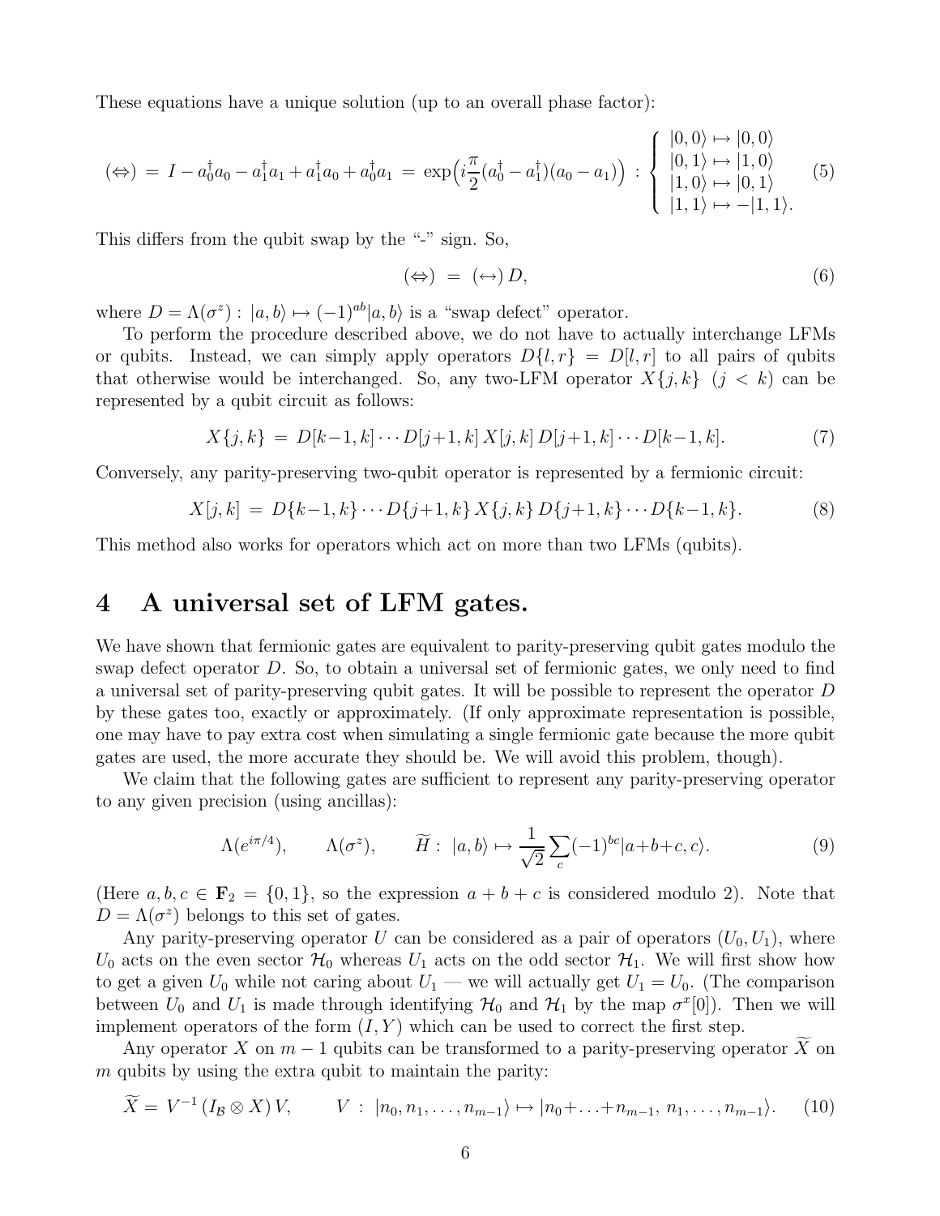These equations have a unique solution (up to an overall phase factor):

$$(\Leftrightarrow) \;=\; I - a_0^\dagger a_0 - a_1^\dagger a_1 + a_1^\dagger a_0 + a_0^\dagger a_1 \;=\; \exp\Bigl(i\frac{\pi}{2}(a_0^\dagger - a_1^\dagger)(a_0 - a_1)\Bigr) \;:\; \left\{\begin{array}{l} |0,0\rangle \mapsto |0,0\rangle \\ |0,1\rangle \mapsto |1,0\rangle \\ |1,0\rangle \mapsto |0,1\rangle \\ |1,1\rangle \mapsto -|1,1\rangle. \end{array}\right. \qquad (5)$$

This differs from the qubit swap by the "-" sign. So,

$$(\Leftrightarrow) \;=\; (\leftrightarrow)\, D, \qquad (6)$$

where $D = \Lambda(\sigma^z) : |a,b\rangle \mapsto (-1)^{ab}|a,b\rangle$ is a "swap defect" operator.

To perform the procedure described above, we do not have to actually interchange LFMs or qubits. Instead, we can simply apply operators $D\{l,r\} = D[l,r]$ to all pairs of qubits that otherwise would be interchanged. So, any two-LFM operator $X\{j,k\}$ $(j < k)$ can be represented by a qubit circuit as follows:

$$X\{j,k\} \;=\; D[k-1,k]\cdots D[j+1,k]\, X[j,k]\, D[j+1,k]\cdots D[k-1,k]. \qquad (7)$$

Conversely, any parity-preserving two-qubit operator is represented by a fermionic circuit:

$$X[j,k] \;=\; D\{k-1,k\}\cdots D\{j+1,k\}\, X\{j,k\}\, D\{j+1,k\}\cdots D\{k-1,k\}. \qquad (8)$$

This method also works for operators which act on more than two LFMs (qubits).

# 4 A universal set of LFM gates.

We have shown that fermionic gates are equivalent to parity-preserving qubit gates modulo the swap defect operator $D$. So, to obtain a universal set of fermionic gates, we only need to find a universal set of parity-preserving qubit gates. It will be possible to represent the operator $D$ by these gates too, exactly or approximately. (If only approximate representation is possible, one may have to pay extra cost when simulating a single fermionic gate because the more qubit gates are used, the more accurate they should be. We will avoid this problem, though).

We claim that the following gates are sufficient to represent any parity-preserving operator to any given precision (using ancillas):

$$\Lambda(e^{i\pi/4}), \qquad \Lambda(\sigma^z), \qquad \widetilde{H} :\; |a,b\rangle \mapsto \frac{1}{\sqrt{2}}\sum_c (-1)^{bc}|a+b+c, c\rangle. \qquad (9)$$

(Here $a,b,c \in \mathbf{F}_2 = \{0,1\}$, so the expression $a+b+c$ is considered modulo 2). Note that $D = \Lambda(\sigma^z)$ belongs to this set of gates.

Any parity-preserving operator $U$ can be considered as a pair of operators $(U_0, U_1)$, where $U_0$ acts on the even sector $\mathcal{H}_0$ whereas $U_1$ acts on the odd sector $\mathcal{H}_1$. We will first show how to get a given $U_0$ while not caring about $U_1$ — we will actually get $U_1 = U_0$. (The comparison between $U_0$ and $U_1$ is made through identifying $\mathcal{H}_0$ and $\mathcal{H}_1$ by the map $\sigma^x[0]$). Then we will implement operators of the form $(I, Y)$ which can be used to correct the first step.

Any operator $X$ on $m-1$ qubits can be transformed to a parity-preserving operator $\widetilde{X}$ on $m$ qubits by using the extra qubit to maintain the parity:

$$\widetilde{X} = V^{-1}\,(I_{\mathcal{B}} \otimes X)\, V, \qquad V \;:\; |n_0, n_1, \ldots, n_{m-1}\rangle \mapsto |n_0 + \ldots + n_{m-1},\; n_1, \ldots, n_{m-1}\rangle. \qquad (10)$$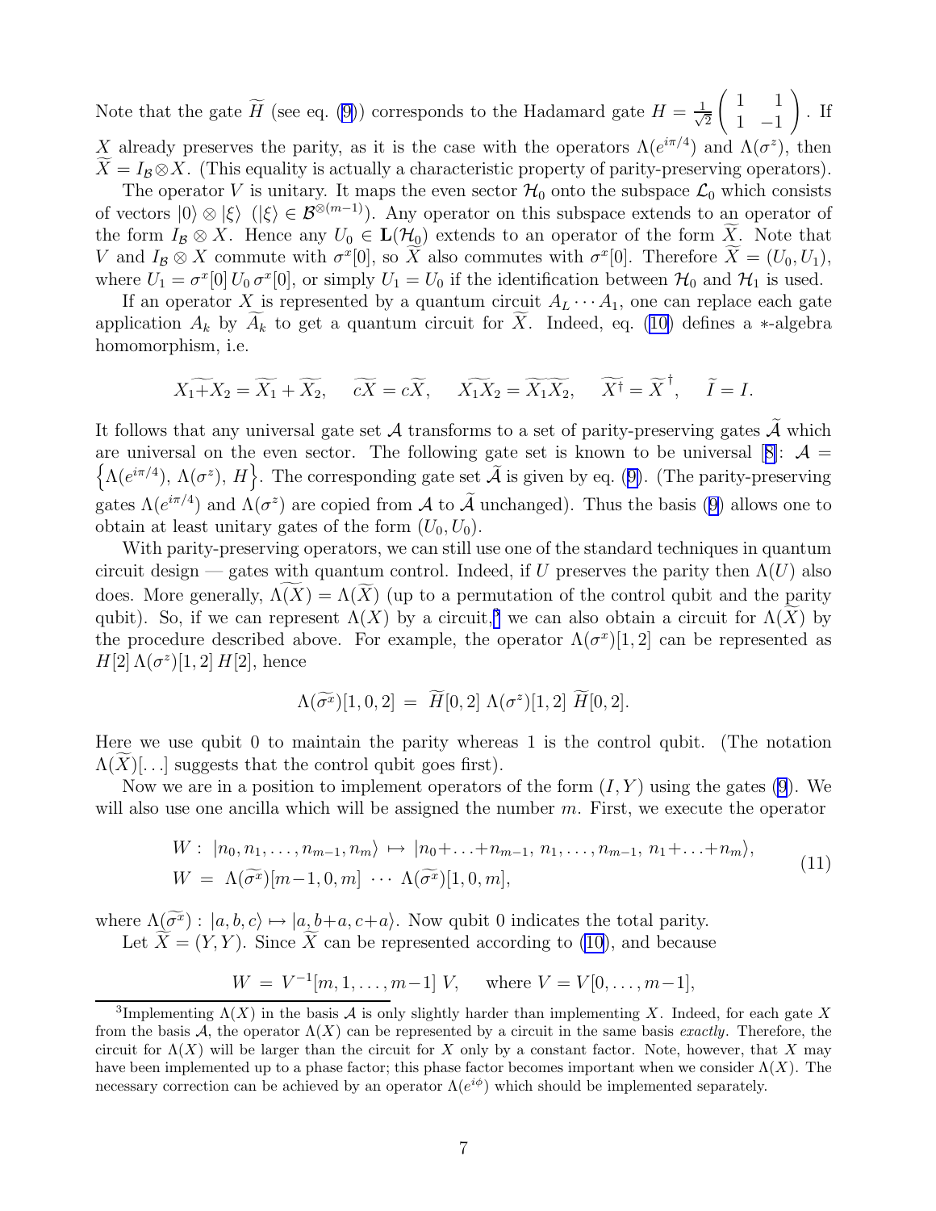Note that the gate $\widetilde{H}$ (see eq. (9)) corresponds to the Hadamard gate $H = \frac{1}{\sqrt{2}}\begin{pmatrix} 1 & 1 \\ 1 & -1 \end{pmatrix}$. If $X$ already preserves the parity, as it is the case with the operators $\Lambda(e^{i\pi/4})$ and $\Lambda(\sigma^z)$, then $\widetilde{X} = I_{\mathcal{B}} \otimes X$. (This equality is actually a characteristic property of parity-preserving operators).

The operator $V$ is unitary. It maps the even sector $\mathcal{H}_0$ onto the subspace $\mathcal{L}_0$ which consists of vectors $|0\rangle \otimes |\xi\rangle$ $(|\xi\rangle \in \mathcal{B}^{\otimes(m-1)})$. Any operator on this subspace extends to an operator of the form $I_{\mathcal{B}} \otimes X$. Hence any $U_0 \in \mathbf{L}(\mathcal{H}_0)$ extends to an operator of the form $\widetilde{X}$. Note that $V$ and $I_{\mathcal{B}} \otimes X$ commute with $\sigma^x[0]$, so $\widetilde{X}$ also commutes with $\sigma^x[0]$. Therefore $\widetilde{X} = (U_0, U_1)$, where $U_1 = \sigma^x[0]\, U_0\, \sigma^x[0]$, or simply $U_1 = U_0$ if the identification between $\mathcal{H}_0$ and $\mathcal{H}_1$ is used.

If an operator $X$ is represented by a quantum circuit $A_L \cdots A_1$, one can replace each gate application $A_k$ by $\widetilde{A}_k$ to get a quantum circuit for $\widetilde{X}$. Indeed, eq. (10) defines a $*$-algebra homomorphism, i.e.

$$\widetilde{X_1 + X_2} = \widetilde{X_1} + \widetilde{X_2}, \quad \widetilde{cX} = c\widetilde{X}, \quad \widetilde{X_1 X_2} = \widetilde{X_1}\widetilde{X_2}, \quad \widetilde{X^\dagger} = \widetilde{X}^\dagger, \quad \widetilde{I} = I.$$

It follows that any universal gate set $\mathcal{A}$ transforms to a set of parity-preserving gates $\widetilde{\mathcal{A}}$ which are universal on the even sector. The following gate set is known to be universal [8]: $\mathcal{A} = \left\{\Lambda(e^{i\pi/4}),\, \Lambda(\sigma^z),\, H\right\}$. The corresponding gate set $\widetilde{\mathcal{A}}$ is given by eq. (9). (The parity-preserving gates $\Lambda(e^{i\pi/4})$ and $\Lambda(\sigma^z)$ are copied from $\mathcal{A}$ to $\widetilde{\mathcal{A}}$ unchanged). Thus the basis (9) allows one to obtain at least unitary gates of the form $(U_0, U_0)$.

With parity-preserving operators, we can still use one of the standard techniques in quantum circuit design — gates with quantum control. Indeed, if $U$ preserves the parity then $\Lambda(U)$ also does. More generally, $\widetilde{\Lambda(X)} = \Lambda(\widetilde{X})$ (up to a permutation of the control qubit and the parity qubit). So, if we can represent $\Lambda(X)$ by a circuit,[3] we can also obtain a circuit for $\Lambda(\widetilde{X})$ by the procedure described above. For example, the operator $\Lambda(\sigma^x)[1,2]$ can be represented as $H[2]\, \Lambda(\sigma^z)[1,2]\, H[2]$, hence

$$\Lambda(\widetilde{\sigma^x})[1,0,2] \;=\; \widetilde{H}[0,2]\; \Lambda(\sigma^z)[1,2]\; \widetilde{H}[0,2].$$

Here we use qubit 0 to maintain the parity whereas 1 is the control qubit. (The notation $\Lambda(\widetilde{X})[\ldots]$ suggests that the control qubit goes first).

Now we are in a position to implement operators of the form $(I, Y)$ using the gates (9). We will also use one ancilla which will be assigned the number $m$. First, we execute the operator

$$\begin{aligned} W :\; & |n_0, n_1, \ldots, n_{m-1}, n_m\rangle \;\mapsto\; |n_0 + \ldots + n_{m-1},\, n_1, \ldots, n_{m-1},\, n_1 + \ldots + n_m\rangle, \\ W \;=\; & \Lambda(\widetilde{\sigma^x})[m-1, 0, m]\; \cdots\; \Lambda(\widetilde{\sigma^x})[1, 0, m], \end{aligned} \tag{11}$$

where $\Lambda(\widetilde{\sigma^x}) : |a,b,c\rangle \mapsto |a, b+a, c+a\rangle$. Now qubit 0 indicates the total parity.

Let $\widetilde{X} = (Y, Y)$. Since $\widetilde{X}$ can be represented according to (10), and because

$$W \;=\; V^{-1}[m, 1, \ldots, m-1]\; V, \qquad \text{where } V = V[0, \ldots, m-1],$$

---

[3] Implementing $\Lambda(X)$ in the basis $\mathcal{A}$ is only slightly harder than implementing $X$. Indeed, for each gate $X$ from the basis $\mathcal{A}$, the operator $\Lambda(X)$ can be represented by a circuit in the same basis *exactly*. Therefore, the circuit for $\Lambda(X)$ will be larger than the circuit for $X$ only by a constant factor. Note, however, that $X$ may have been implemented up to a phase factor; this phase factor becomes important when we consider $\Lambda(X)$. The necessary correction can be achieved by an operator $\Lambda(e^{i\phi})$ which should be implemented separately.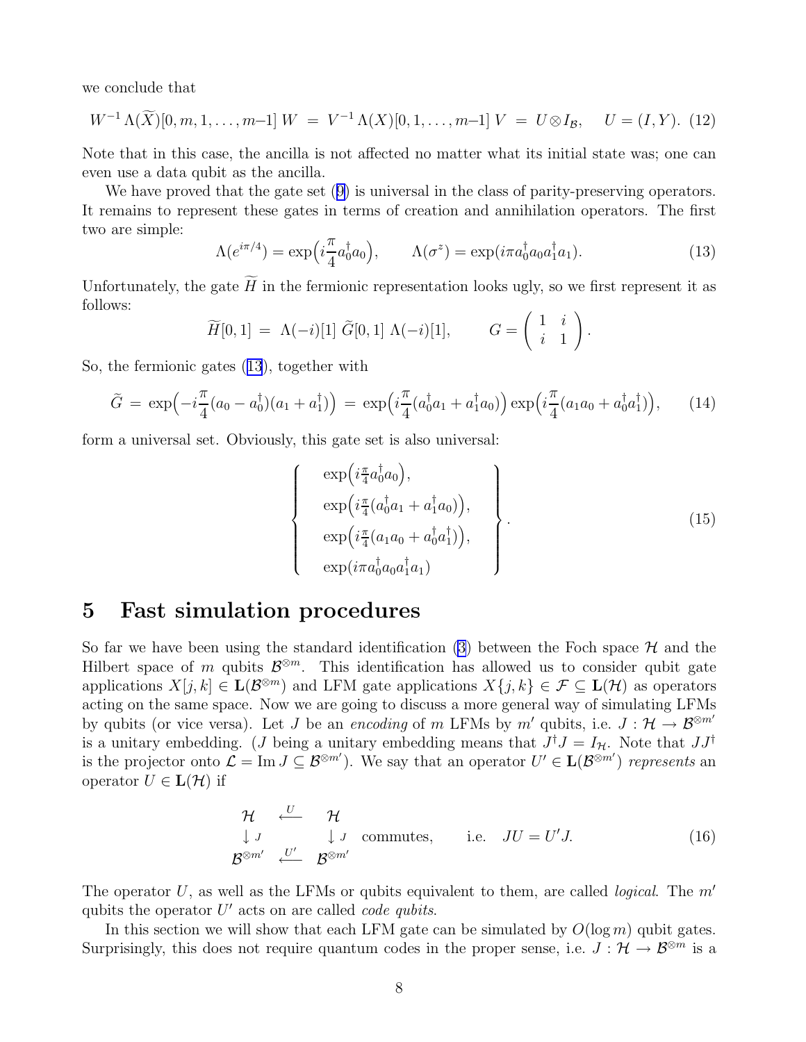we conclude that

$$W^{-1}\,\Lambda(\widetilde{X})[0,m,1,\ldots,m\text{-}1]\;W \;=\; V^{-1}\,\Lambda(X)[0,1,\ldots,m\text{-}1]\;V \;=\; U\otimes I_{\mathcal{B}},\qquad U=(I,Y). \tag{12}$$

Note that in this case, the ancilla is not affected no matter what its initial state was; one can even use a data qubit as the ancilla.

We have proved that the gate set (9) is universal in the class of parity-preserving operators. It remains to represent these gates in terms of creation and annihilation operators. The first two are simple:

$$\Lambda(e^{i\pi/4}) = \exp\Bigl(i\frac{\pi}{4}a_0^\dagger a_0\Bigr),\qquad \Lambda(\sigma^z) = \exp(i\pi a_0^\dagger a_0 a_1^\dagger a_1). \tag{13}$$

Unfortunately, the gate $\widetilde{H}$ in the fermionic representation looks ugly, so we first represent it as follows:

$$\widetilde{H}[0,1] \;=\; \Lambda(-i)[1]\;\widetilde{G}[0,1]\;\Lambda(-i)[1],\qquad G=\begin{pmatrix} 1 & i\\ i & 1\end{pmatrix}.$$

So, the fermionic gates (13), together with

$$\widetilde{G} \;=\; \exp\Bigl(-i\frac{\pi}{4}(a_0-a_0^\dagger)(a_1+a_1^\dagger)\Bigr) \;=\; \exp\Bigl(i\frac{\pi}{4}(a_0^\dagger a_1 + a_1^\dagger a_0)\Bigr)\exp\Bigl(i\frac{\pi}{4}(a_1 a_0 + a_0^\dagger a_1^\dagger)\Bigr), \tag{14}$$

form a universal set. Obviously, this gate set is also universal:

$$\left\{\begin{array}{l} \exp\bigl(i\frac{\pi}{4}a_0^\dagger a_0\bigr),\\ \exp\bigl(i\frac{\pi}{4}(a_0^\dagger a_1 + a_1^\dagger a_0)\bigr),\\ \exp\bigl(i\frac{\pi}{4}(a_1 a_0 + a_0^\dagger a_1^\dagger)\bigr),\\ \exp(i\pi a_0^\dagger a_0 a_1^\dagger a_1)\end{array}\right\}. \tag{15}$$

# 5 Fast simulation procedures

So far we have been using the standard identification (3) between the Foch space $\mathcal{H}$ and the Hilbert space of $m$ qubits $\mathcal{B}^{\otimes m}$. This identification has allowed us to consider qubit gate applications $X[j,k]\in\mathbf{L}(\mathcal{B}^{\otimes m})$ and LFM gate applications $X\{j,k\}\in\mathcal{F}\subseteq\mathbf{L}(\mathcal{H})$ as operators acting on the same space. Now we are going to discuss a more general way of simulating LFMs by qubits (or vice versa). Let $J$ be an *encoding* of $m$ LFMs by $m'$ qubits, i.e. $J:\mathcal{H}\to\mathcal{B}^{\otimes m'}$ is a unitary embedding. ($J$ being a unitary embedding means that $J^\dagger J = I_{\mathcal{H}}$. Note that $JJ^\dagger$ is the projector onto $\mathcal{L}=\operatorname{Im} J\subseteq\mathcal{B}^{\otimes m'}$). We say that an operator $U'\in\mathbf{L}(\mathcal{B}^{\otimes m'})$ *represents* an operator $U\in\mathbf{L}(\mathcal{H})$ if

$$\begin{array}{ccc} \mathcal{H} & \xleftarrow{U} & \mathcal{H}\\ \downarrow J & & \downarrow J\\ \mathcal{B}^{\otimes m'} & \xleftarrow{U'} & \mathcal{B}^{\otimes m'}\end{array}\quad\text{commutes},\qquad \text{i.e.}\quad JU=U'J. \tag{16}$$

The operator $U$, as well as the LFMs or qubits equivalent to them, are called *logical*. The $m'$ qubits the operator $U'$ acts on are called *code qubits*.

In this section we will show that each LFM gate can be simulated by $O(\log m)$ qubit gates. Surprisingly, this does not require quantum codes in the proper sense, i.e. $J:\mathcal{H}\to\mathcal{B}^{\otimes m}$ is a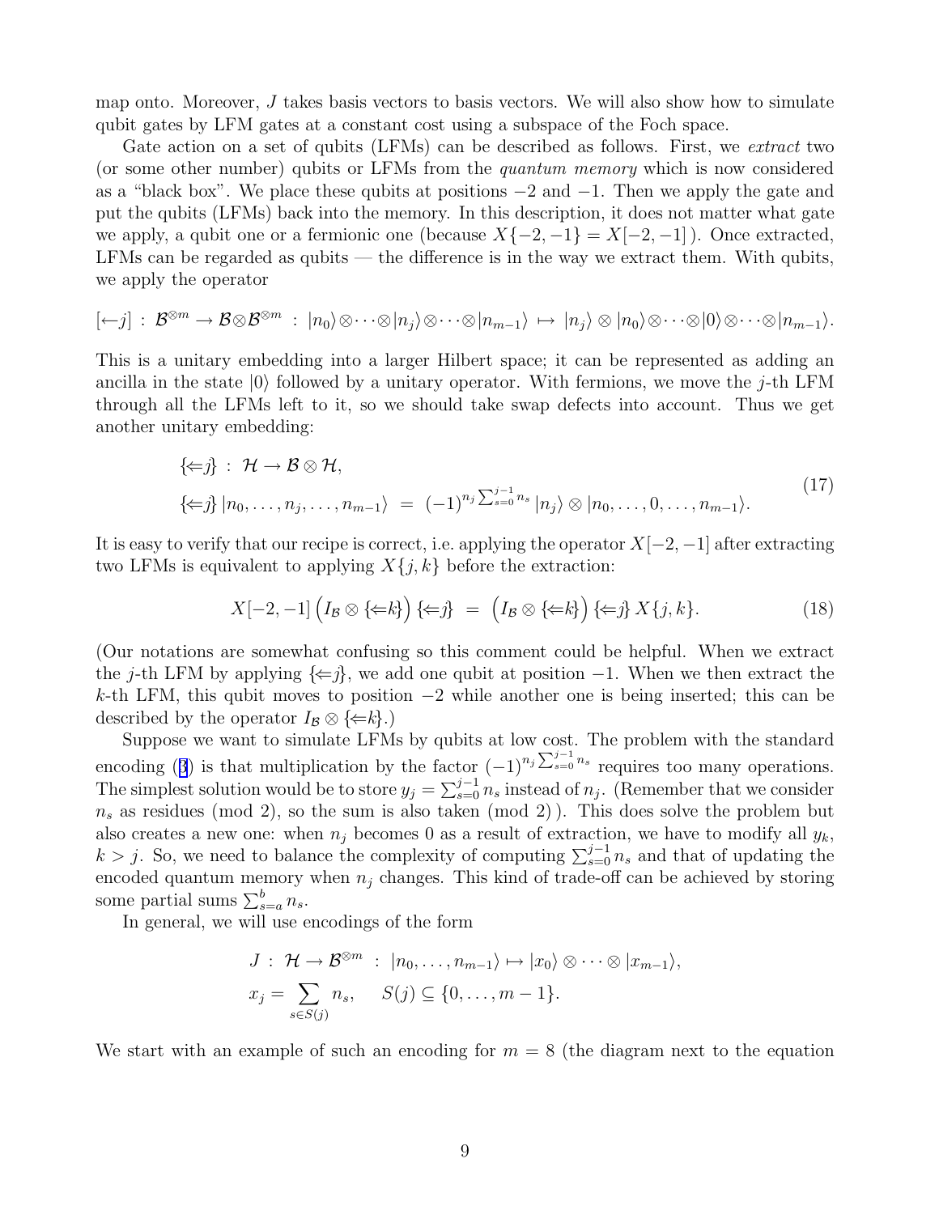map onto. Moreover, $J$ takes basis vectors to basis vectors. We will also show how to simulate qubit gates by LFM gates at a constant cost using a subspace of the Foch space.

Gate action on a set of qubits (LFMs) can be described as follows. First, we *extract* two (or some other number) qubits or LFMs from the *quantum memory* which is now considered as a "black box". We place these qubits at positions $-2$ and $-1$. Then we apply the gate and put the qubits (LFMs) back into the memory. In this description, it does not matter what gate we apply, a qubit one or a fermionic one (because $X\{-2,-1\} = X[-2,-1]$ ). Once extracted, LFMs can be regarded as qubits — the difference is in the way we extract them. With qubits, we apply the operator

$$[\leftarrow j] \;:\; \mathcal{B}^{\otimes m} \to \mathcal{B}\otimes\mathcal{B}^{\otimes m} \;:\; |n_0\rangle\otimes\cdots\otimes|n_j\rangle\otimes\cdots\otimes|n_{m-1}\rangle \;\mapsto\; |n_j\rangle \otimes |n_0\rangle\otimes\cdots\otimes|0\rangle\otimes\cdots\otimes|n_{m-1}\rangle.$$

This is a unitary embedding into a larger Hilbert space; it can be represented as adding an ancilla in the state $|0\rangle$ followed by a unitary operator. With fermions, we move the $j$-th LFM through all the LFMs left to it, so we should take swap defects into account. Thus we get another unitary embedding:

$$\begin{aligned} \{\Leftarrow j\} &: \mathcal{H} \to \mathcal{B}\otimes\mathcal{H}, \\ \{\Leftarrow j\}\, |n_0,\ldots,n_j,\ldots,n_{m-1}\rangle &= (-1)^{n_j \sum_{s=0}^{j-1} n_s}\, |n_j\rangle \otimes |n_0,\ldots,0,\ldots,n_{m-1}\rangle. \end{aligned} \tag{17}$$

It is easy to verify that our recipe is correct, i.e. applying the operator $X[-2,-1]$ after extracting two LFMs is equivalent to applying $X\{j,k\}$ before the extraction:

$$X[-2,-1]\left(I_{\mathcal{B}}\otimes\{\Leftarrow k\}\right)\{\Leftarrow j\} \;=\; \left(I_{\mathcal{B}}\otimes\{\Leftarrow k\}\right)\{\Leftarrow j\}\, X\{j,k\}. \tag{18}$$

(Our notations are somewhat confusing so this comment could be helpful. When we extract the $j$-th LFM by applying $\{\Leftarrow j\}$, we add one qubit at position $-1$. When we then extract the $k$-th LFM, this qubit moves to position $-2$ while another one is being inserted; this can be described by the operator $I_{\mathcal{B}}\otimes\{\Leftarrow k\}$.)

Suppose we want to simulate LFMs by qubits at low cost. The problem with the standard encoding (3) is that multiplication by the factor $(-1)^{n_j \sum_{s=0}^{j-1} n_s}$ requires too many operations. The simplest solution would be to store $y_j = \sum_{s=0}^{j-1} n_s$ instead of $n_j$. (Remember that we consider $n_s$ as residues (mod 2), so the sum is also taken (mod 2) ). This does solve the problem but also creates a new one: when $n_j$ becomes 0 as a result of extraction, we have to modify all $y_k$, $k > j$. So, we need to balance the complexity of computing $\sum_{s=0}^{j-1} n_s$ and that of updating the encoded quantum memory when $n_j$ changes. This kind of trade-off can be achieved by storing some partial sums $\sum_{s=a}^{b} n_s$.

In general, we will use encodings of the form

$$\begin{aligned} &J \;:\; \mathcal{H} \to \mathcal{B}^{\otimes m} \;:\; |n_0,\ldots,n_{m-1}\rangle \mapsto |x_0\rangle\otimes\cdots\otimes|x_{m-1}\rangle, \\ &x_j = \sum_{s\in S(j)} n_s, \qquad S(j) \subseteq \{0,\ldots,m-1\}. \end{aligned}$$

We start with an example of such an encoding for $m = 8$ (the diagram next to the equation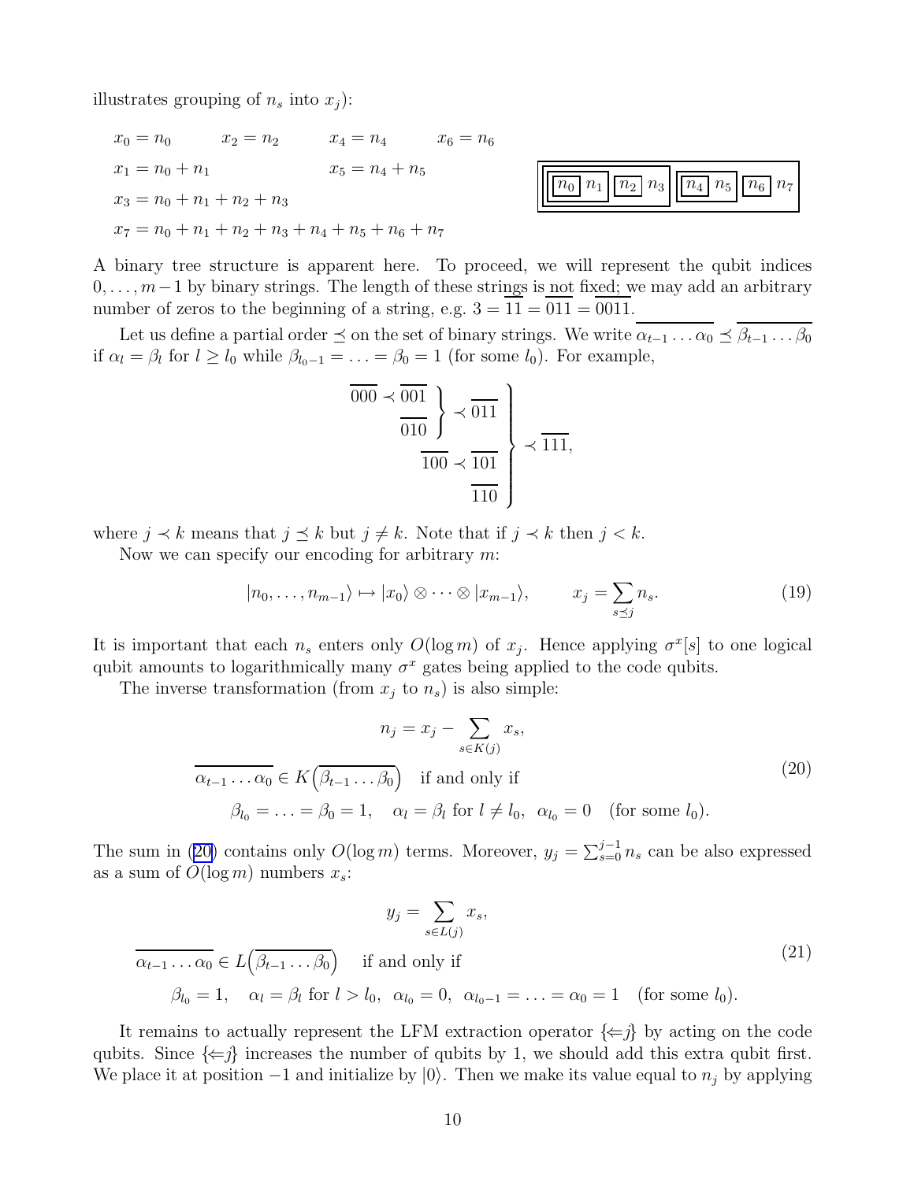illustrates grouping of $n_s$ into $x_j$):

$$
\begin{array}{llll}
x_0 = n_0 & x_2 = n_2 & x_4 = n_4 & x_6 = n_6 \\
x_1 = n_0 + n_1 & & x_5 = n_4 + n_5 & \\
x_3 = n_0 + n_1 + n_2 + n_3 & & & \\
x_7 = n_0 + n_1 + n_2 + n_3 + n_4 + n_5 + n_6 + n_7 & & &
\end{array}
$$

$$
\boxed{\boxed{\boxed{\boxed{n_0}\; n_1}\; \boxed{n_2}\; n_3}\; \boxed{\boxed{n_4}\; n_5}\; \boxed{n_6}\; n_7}
$$

A binary tree structure is apparent here. To proceed, we will represent the qubit indices $0, \ldots, m-1$ by binary strings. The length of these strings is not fixed; we may add an arbitrary number of zeros to the beginning of a string, e.g. $3 = \overline{11} = \overline{011} = \overline{0011}$.

Let us define a partial order $\preceq$ on the set of binary strings. We write $\overline{\alpha_{t-1} \ldots \alpha_0} \preceq \overline{\beta_{t-1} \ldots \beta_0}$ if $\alpha_l = \beta_l$ for $l \geq l_0$ while $\beta_{l_0-1} = \ldots = \beta_0 = 1$ (for some $l_0$). For example,

$$
\left.
\begin{array}{r}
\left.
\begin{array}{r}
\overline{000} \prec \overline{001} \\
\overline{010}
\end{array}
\right\} \prec \overline{011} \\
\overline{100} \prec \overline{101} \\
\overline{110}
\end{array}
\right\} \prec \overline{111},
$$

where $j \prec k$ means that $j \preceq k$ but $j \neq k$. Note that if $j \prec k$ then $j < k$.

Now we can specify our encoding for arbitrary $m$:

$$
|n_0, \ldots, n_{m-1}\rangle \mapsto |x_0\rangle \otimes \cdots \otimes |x_{m-1}\rangle, \qquad x_j = \sum_{s \preceq j} n_s. \tag{19}
$$

It is important that each $n_s$ enters only $O(\log m)$ of $x_j$. Hence applying $\sigma^x[s]$ to one logical qubit amounts to logarithmically many $\sigma^x$ gates being applied to the code qubits.

The inverse transformation (from $x_j$ to $n_s$) is also simple:

$$
\begin{gathered}
n_j = x_j - \sum_{s \in K(j)} x_s, \\
\overline{\alpha_{t-1} \ldots \alpha_0} \in K\Big(\overline{\beta_{t-1} \ldots \beta_0}\Big) \quad \text{if and only if} \\
\beta_{l_0} = \ldots = \beta_0 = 1, \quad \alpha_l = \beta_l \text{ for } l \neq l_0, \;\; \alpha_{l_0} = 0 \quad \text{(for some } l_0\text{)}.
\end{gathered} \tag{20}
$$

The sum in (20) contains only $O(\log m)$ terms. Moreover, $y_j = \sum_{s=0}^{j-1} n_s$ can be also expressed as a sum of $O(\log m)$ numbers $x_s$:

$$
\begin{gathered}
y_j = \sum_{s \in L(j)} x_s, \\
\overline{\alpha_{t-1} \ldots \alpha_0} \in L\Big(\overline{\beta_{t-1} \ldots \beta_0}\Big) \quad \text{if and only if} \\
\beta_{l_0} = 1, \quad \alpha_l = \beta_l \text{ for } l > l_0, \;\; \alpha_{l_0} = 0, \;\; \alpha_{l_0-1} = \ldots = \alpha_0 = 1 \quad \text{(for some } l_0\text{)}.
\end{gathered} \tag{21}
$$

It remains to actually represent the LFM extraction operator $\{\Leftarrow j\}$ by acting on the code qubits. Since $\{\Leftarrow j\}$ increases the number of qubits by 1, we should add this extra qubit first. We place it at position $-1$ and initialize by $|0\rangle$. Then we make its value equal to $n_j$ by applying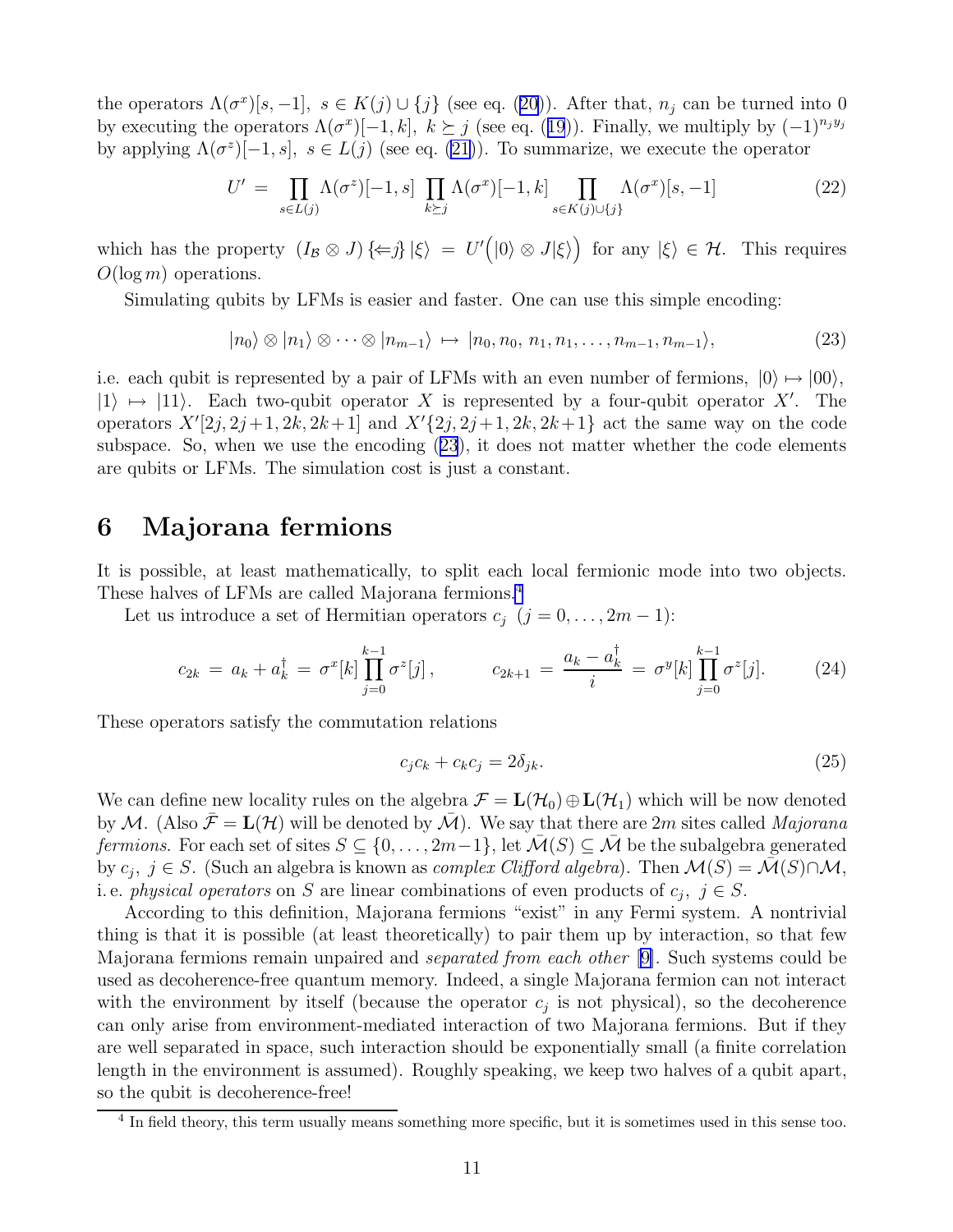the operators $\Lambda(\sigma^x)[s,-1],\ s \in K(j) \cup \{j\}$ (see eq. (20)). After that, $n_j$ can be turned into 0 by executing the operators $\Lambda(\sigma^x)[-1,k],\ k \succeq j$ (see eq. (19)). Finally, we multiply by $(-1)^{n_j y_j}$ by applying $\Lambda(\sigma^z)[-1,s],\ s \in L(j)$ (see eq. (21)). To summarize, we execute the operator

$$U' = \prod_{s\in L(j)} \Lambda(\sigma^z)[-1,s] \prod_{k\succeq j} \Lambda(\sigma^x)[-1,k] \prod_{s\in K(j)\cup\{j\}} \Lambda(\sigma^x)[s,-1] \tag{22}$$

which has the property $(I_{\mathcal{B}} \otimes J)\,\{\Leftarrow j\}\,|\xi\rangle = U'\Big(|0\rangle \otimes J|\xi\rangle\Big)$ for any $|\xi\rangle \in \mathcal{H}$. This requires $O(\log m)$ operations.

Simulating qubits by LFMs is easier and faster. One can use this simple encoding:

$$|n_0\rangle \otimes |n_1\rangle \otimes \cdots \otimes |n_{m-1}\rangle \mapsto |n_0, n_0, n_1, n_1, \ldots, n_{m-1}, n_{m-1}\rangle, \tag{23}$$

i.e. each qubit is represented by a pair of LFMs with an even number of fermions, $|0\rangle \mapsto |00\rangle$, $|1\rangle \mapsto |11\rangle$. Each two-qubit operator $X$ is represented by a four-qubit operator $X'$. The operators $X'[2j, 2j+1, 2k, 2k+1]$ and $X'\{2j, 2j+1, 2k, 2k+1\}$ act the same way on the code subspace. So, when we use the encoding (23), it does not matter whether the code elements are qubits or LFMs. The simulation cost is just a constant.

# 6 Majorana fermions

It is possible, at least mathematically, to split each local fermionic mode into two objects. These halves of LFMs are called Majorana fermions.[4]

Let us introduce a set of Hermitian operators $c_j\ \ (j = 0, \ldots, 2m-1)$:

$$c_{2k} = a_k + a_k^\dagger = \sigma^x[k] \prod_{j=0}^{k-1} \sigma^z[j]\,, \qquad c_{2k+1} = \frac{a_k - a_k^\dagger}{i} = \sigma^y[k] \prod_{j=0}^{k-1} \sigma^z[j]. \tag{24}$$

These operators satisfy the commutation relations

$$c_j c_k + c_k c_j = 2\delta_{jk}. \tag{25}$$

We can define new locality rules on the algebra $\mathcal{F} = \mathbf{L}(\mathcal{H}_0) \oplus \mathbf{L}(\mathcal{H}_1)$ which will be now denoted by $\mathcal{M}$. (Also $\bar{\mathcal{F}} = \mathbf{L}(\mathcal{H})$ will be denoted by $\bar{\mathcal{M}}$). We say that there are $2m$ sites called *Majorana fermions*. For each set of sites $S \subseteq \{0, \ldots, 2m-1\}$, let $\bar{\mathcal{M}}(S) \subseteq \bar{\mathcal{M}}$ be the subalgebra generated by $c_j,\ j \in S$. (Such an algebra is known as *complex Clifford algebra*). Then $\mathcal{M}(S) = \bar{\mathcal{M}}(S) \cap \mathcal{M}$, i. e. *physical operators* on $S$ are linear combinations of even products of $c_j,\ j \in S$.

According to this definition, Majorana fermions "exist" in any Fermi system. A nontrivial thing is that it is possible (at least theoretically) to pair them up by interaction, so that few Majorana fermions remain unpaired and *separated from each other* [9]. Such systems could be used as decoherence-free quantum memory. Indeed, a single Majorana fermion can not interact with the environment by itself (because the operator $c_j$ is not physical), so the decoherence can only arise from environment-mediated interaction of two Majorana fermions. But if they are well separated in space, such interaction should be exponentially small (a finite correlation length in the environment is assumed). Roughly speaking, we keep two halves of a qubit apart, so the qubit is decoherence-free!

---

[4] In field theory, this term usually means something more specific, but it is sometimes used in this sense too.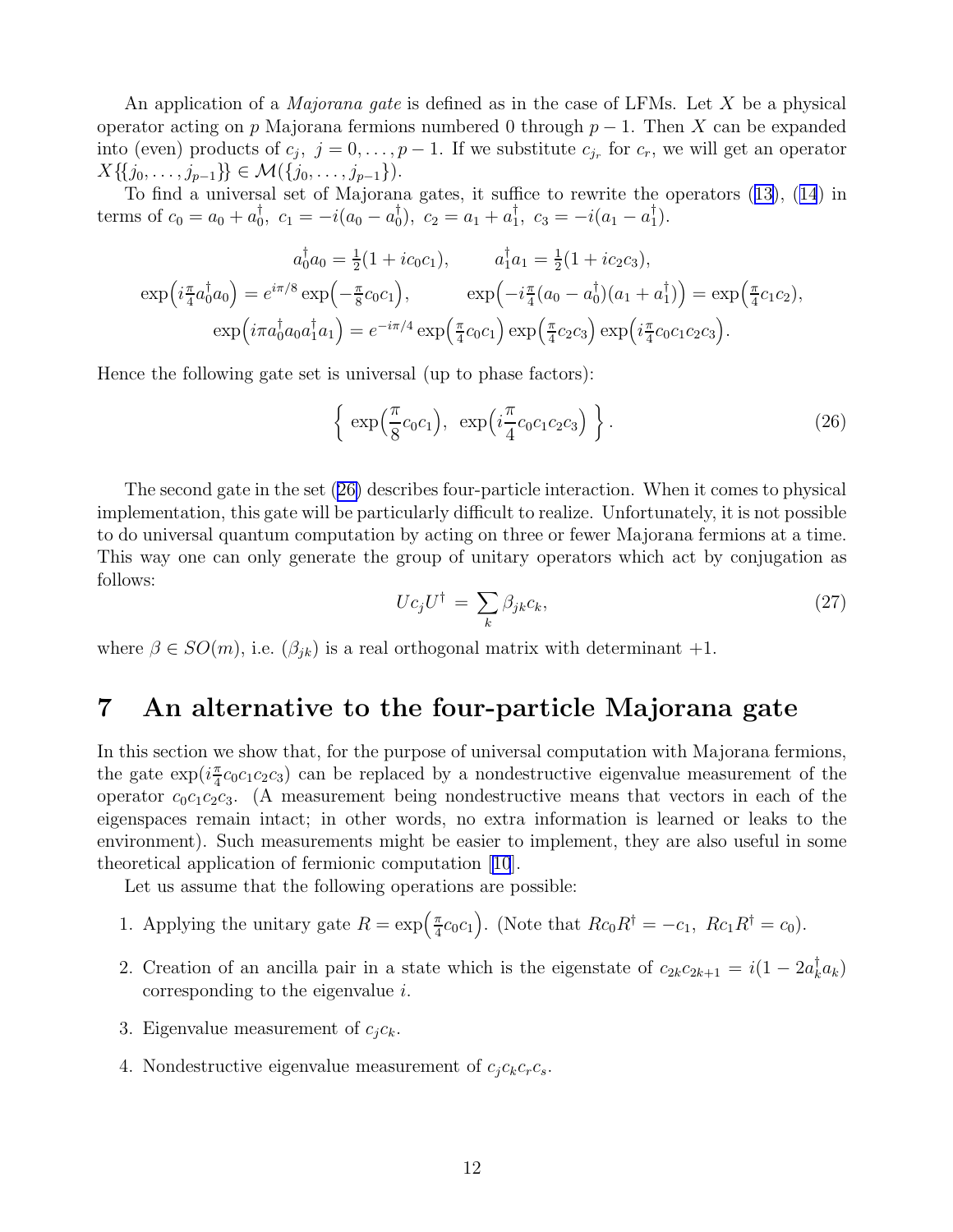An application of a *Majorana gate* is defined as in the case of LFMs. Let $X$ be a physical operator acting on $p$ Majorana fermions numbered 0 through $p-1$. Then $X$ can be expanded into (even) products of $c_j$, $j = 0, \ldots, p-1$. If we substitute $c_{j_r}$ for $c_r$, we will get an operator $X\{\{j_0, \ldots, j_{p-1}\}\} \in \mathcal{M}(\{j_0, \ldots, j_{p-1}\})$.

To find a universal set of Majorana gates, it suffice to rewrite the operators (13), (14) in terms of $c_0 = a_0 + a_0^\dagger$, $c_1 = -i(a_0 - a_0^\dagger)$, $c_2 = a_1 + a_1^\dagger$, $c_3 = -i(a_1 - a_1^\dagger)$.

$$a_0^\dagger a_0 = \tfrac{1}{2}(1 + ic_0c_1), \qquad a_1^\dagger a_1 = \tfrac{1}{2}(1 + ic_2c_3),$$
$$\exp\Bigl(i\tfrac{\pi}{4}a_0^\dagger a_0\Bigr) = e^{i\pi/8}\exp\Bigl(-\tfrac{\pi}{8}c_0c_1\Bigr), \qquad \exp\Bigl(-i\tfrac{\pi}{4}(a_0 - a_0^\dagger)(a_1 + a_1^\dagger)\Bigr) = \exp\Bigl(\tfrac{\pi}{4}c_1c_2\Bigr),$$
$$\exp\Bigl(i\pi a_0^\dagger a_0 a_1^\dagger a_1\Bigr) = e^{-i\pi/4}\exp\Bigl(\tfrac{\pi}{4}c_0c_1\Bigr)\exp\Bigl(\tfrac{\pi}{4}c_2c_3\Bigr)\exp\Bigl(i\tfrac{\pi}{4}c_0c_1c_2c_3\Bigr).$$

Hence the following gate set is universal (up to phase factors):

$$\left\{ \exp\Bigl(\frac{\pi}{8}c_0c_1\Bigr), \; \exp\Bigl(i\frac{\pi}{4}c_0c_1c_2c_3\Bigr) \right\}. \tag{26}$$

The second gate in the set (26) describes four-particle interaction. When it comes to physical implementation, this gate will be particularly difficult to realize. Unfortunately, it is not possible to do universal quantum computation by acting on three or fewer Majorana fermions at a time. This way one can only generate the group of unitary operators which act by conjugation as follows:

$$Uc_jU^\dagger = \sum_k \beta_{jk}c_k, \tag{27}$$

where $\beta \in SO(m)$, i.e. $(\beta_{jk})$ is a real orthogonal matrix with determinant $+1$.

# 7 An alternative to the four-particle Majorana gate

In this section we show that, for the purpose of universal computation with Majorana fermions, the gate $\exp(i\frac{\pi}{4}c_0c_1c_2c_3)$ can be replaced by a nondestructive eigenvalue measurement of the operator $c_0c_1c_2c_3$. (A measurement being nondestructive means that vectors in each of the eigenspaces remain intact; in other words, no extra information is learned or leaks to the environment). Such measurements might be easier to implement, they are also useful in some theoretical application of fermionic computation [10].

Let us assume that the following operations are possible:

1. Applying the unitary gate $R = \exp\bigl(\frac{\pi}{4}c_0c_1\bigr)$. (Note that $Rc_0R^\dagger = -c_1$, $Rc_1R^\dagger = c_0$).
2. Creation of an ancilla pair in a state which is the eigenstate of $c_{2k}c_{2k+1} = i(1 - 2a_k^\dagger a_k)$ corresponding to the eigenvalue $i$.
3. Eigenvalue measurement of $c_jc_k$.
4. Nondestructive eigenvalue measurement of $c_jc_kc_rc_s$.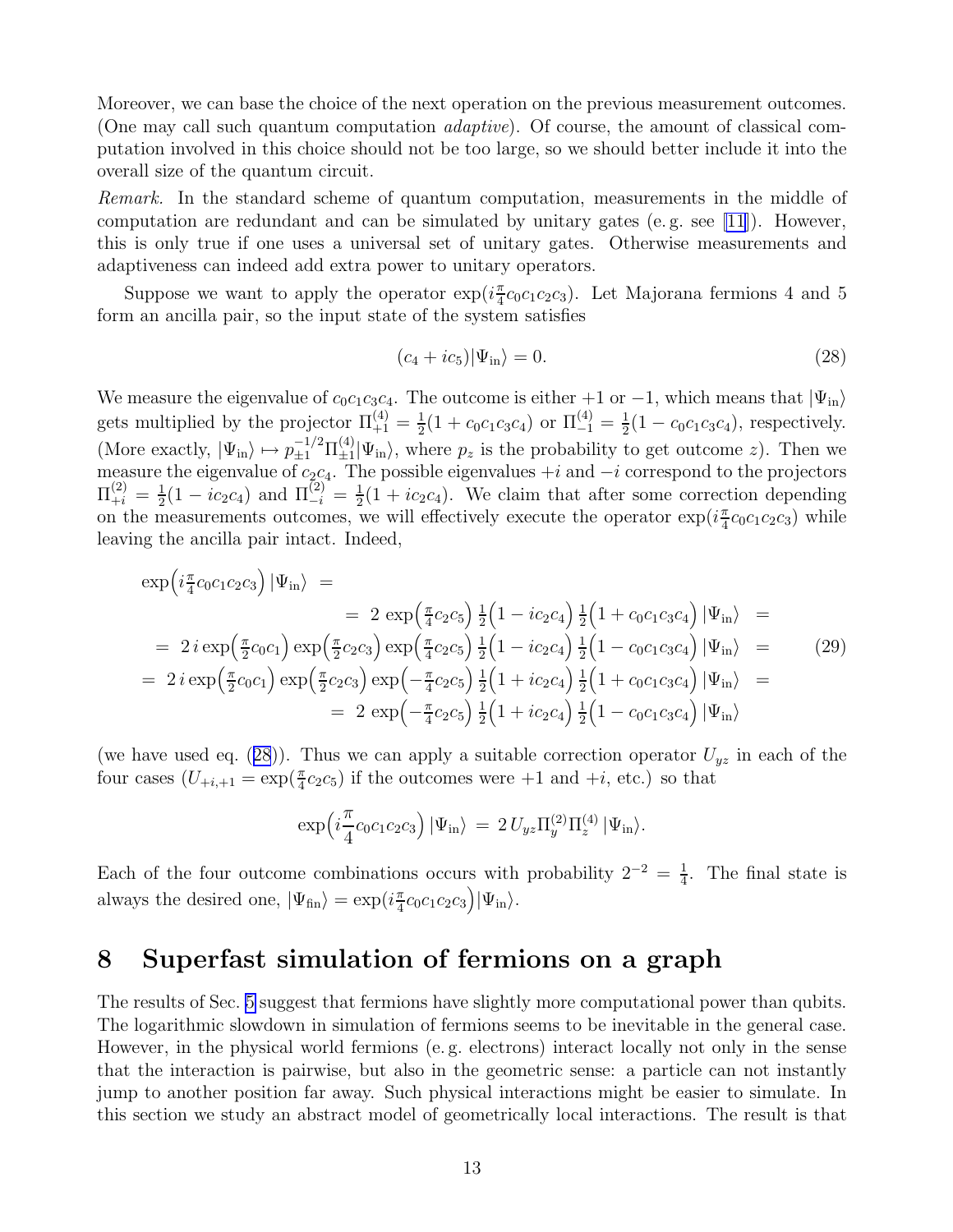Moreover, we can base the choice of the next operation on the previous measurement outcomes. (One may call such quantum computation *adaptive*). Of course, the amount of classical computation involved in this choice should not be too large, so we should better include it into the overall size of the quantum circuit.

*Remark.* In the standard scheme of quantum computation, measurements in the middle of computation are redundant and can be simulated by unitary gates (e. g. see [11]). However, this is only true if one uses a universal set of unitary gates. Otherwise measurements and adaptiveness can indeed add extra power to unitary operators.

Suppose we want to apply the operator $\exp(i\frac{\pi}{4}c_0c_1c_2c_3)$. Let Majorana fermions 4 and 5 form an ancilla pair, so the input state of the system satisfies

$$(c_4 + ic_5)|\Psi_{\rm in}\rangle = 0. \tag{28}$$

We measure the eigenvalue of $c_0c_1c_3c_4$. The outcome is either $+1$ or $-1$, which means that $|\Psi_{\rm in}\rangle$ gets multiplied by the projector $\Pi^{(4)}_{+1} = \frac{1}{2}(1 + c_0c_1c_3c_4)$ or $\Pi^{(4)}_{-1} = \frac{1}{2}(1 - c_0c_1c_3c_4)$, respectively. (More exactly, $|\Psi_{\rm in}\rangle \mapsto p_{\pm1}^{-1/2}\Pi^{(4)}_{\pm1}|\Psi_{\rm in}\rangle$, where $p_z$ is the probability to get outcome $z$). Then we measure the eigenvalue of $c_2c_4$. The possible eigenvalues $+i$ and $-i$ correspond to the projectors $\Pi^{(2)}_{+i} = \frac{1}{2}(1 - ic_2c_4)$ and $\Pi^{(2)}_{-i} = \frac{1}{2}(1 + ic_2c_4)$. We claim that after some correction depending on the measurements outcomes, we will effectively execute the operator $\exp(i\frac{\pi}{4}c_0c_1c_2c_3)$ while leaving the ancilla pair intact. Indeed,

$$\begin{aligned}
\exp\Bigl(i\tfrac{\pi}{4}c_0c_1c_2c_3\Bigr)\,|\Psi_{\rm in}\rangle \;&= \\
&= \;2\,\exp\Bigl(\tfrac{\pi}{4}c_2c_5\Bigr)\,\tfrac{1}{2}\Bigl(1 - ic_2c_4\Bigr)\,\tfrac{1}{2}\Bigl(1 + c_0c_1c_3c_4\Bigr)\,|\Psi_{\rm in}\rangle \;= \\
&= \;2\,i\exp\Bigl(\tfrac{\pi}{2}c_0c_1\Bigr)\exp\Bigl(\tfrac{\pi}{2}c_2c_3\Bigr)\exp\Bigl(\tfrac{\pi}{4}c_2c_5\Bigr)\,\tfrac{1}{2}\Bigl(1 - ic_2c_4\Bigr)\,\tfrac{1}{2}\Bigl(1 - c_0c_1c_3c_4\Bigr)\,|\Psi_{\rm in}\rangle \;= \\
&= \;2\,i\exp\Bigl(\tfrac{\pi}{2}c_0c_1\Bigr)\exp\Bigl(\tfrac{\pi}{2}c_2c_3\Bigr)\exp\Bigl(-\tfrac{\pi}{4}c_2c_5\Bigr)\,\tfrac{1}{2}\Bigl(1 + ic_2c_4\Bigr)\,\tfrac{1}{2}\Bigl(1 + c_0c_1c_3c_4\Bigr)\,|\Psi_{\rm in}\rangle \;= \\
&= \;2\,\exp\Bigl(-\tfrac{\pi}{4}c_2c_5\Bigr)\,\tfrac{1}{2}\Bigl(1 + ic_2c_4\Bigr)\,\tfrac{1}{2}\Bigl(1 - c_0c_1c_3c_4\Bigr)\,|\Psi_{\rm in}\rangle
\end{aligned} \tag{29}$$

(we have used eq. (28)). Thus we can apply a suitable correction operator $U_{yz}$ in each of the four cases ($U_{+i,+1} = \exp(\frac{\pi}{4}c_2c_5)$ if the outcomes were $+1$ and $+i$, etc.) so that

$$\exp\Bigl(i\frac{\pi}{4}c_0c_1c_2c_3\Bigr)\,|\Psi_{\rm in}\rangle \;=\; 2\,U_{yz}\Pi^{(2)}_y\Pi^{(4)}_z\,|\Psi_{\rm in}\rangle.$$

Each of the four outcome combinations occurs with probability $2^{-2} = \frac{1}{4}$. The final state is always the desired one, $|\Psi_{\rm fin}\rangle = \exp(i\frac{\pi}{4}c_0c_1c_2c_3\Bigr)|\Psi_{\rm in}\rangle$.

# 8 Superfast simulation of fermions on a graph

The results of Sec. 5 suggest that fermions have slightly more computational power than qubits. The logarithmic slowdown in simulation of fermions seems to be inevitable in the general case. However, in the physical world fermions (e. g. electrons) interact locally not only in the sense that the interaction is pairwise, but also in the geometric sense: a particle can not instantly jump to another position far away. Such physical interactions might be easier to simulate. In this section we study an abstract model of geometrically local interactions. The result is that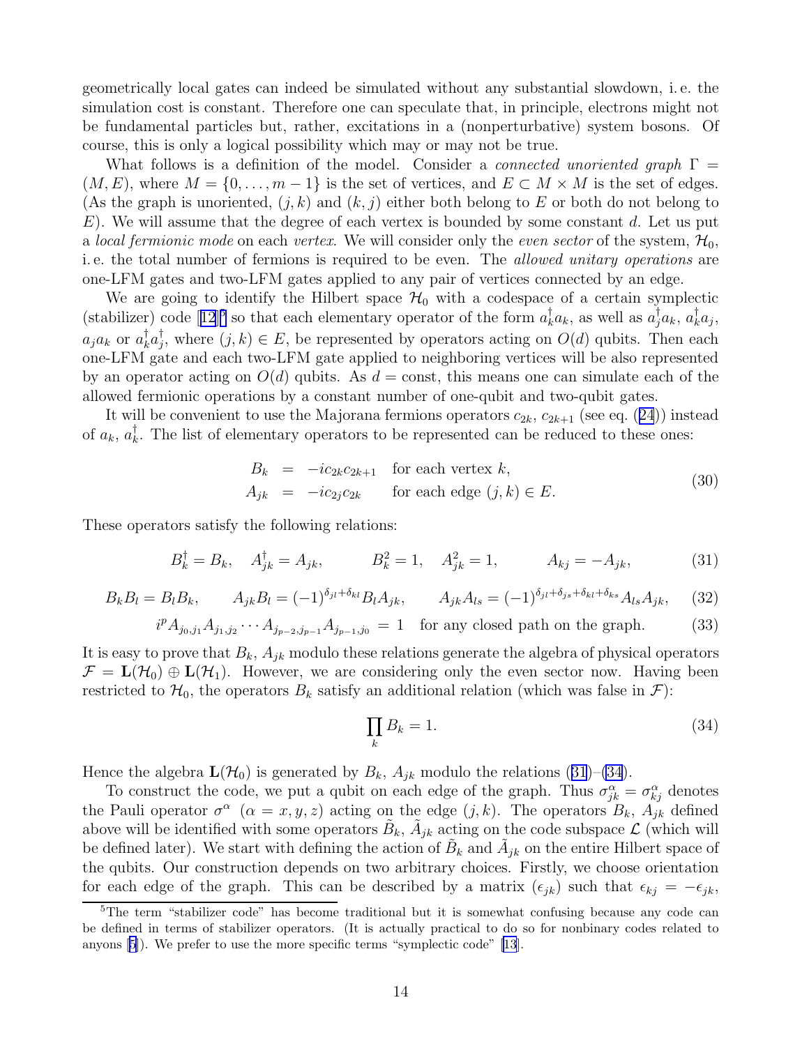geometrically local gates can indeed be simulated without any substantial slowdown, i. e. the simulation cost is constant. Therefore one can speculate that, in principle, electrons might not be fundamental particles but, rather, excitations in a (nonperturbative) system bosons. Of course, this is only a logical possibility which may or may not be true.

What follows is a definition of the model. Consider a *connected unoriented graph* $\Gamma = (M, E)$, where $M = \{0, \ldots, m-1\}$ is the set of vertices, and $E \subset M \times M$ is the set of edges. (As the graph is unoriented, $(j,k)$ and $(k,j)$ either both belong to $E$ or both do not belong to $E$). We will assume that the degree of each vertex is bounded by some constant $d$. Let us put a *local fermionic mode* on each *vertex*. We will consider only the *even sector* of the system, $\mathcal{H}_0$, i. e. the total number of fermions is required to be even. The *allowed unitary operations* are one-LFM gates and two-LFM gates applied to any pair of vertices connected by an edge.

We are going to identify the Hilbert space $\mathcal{H}_0$ with a codespace of a certain symplectic (stabilizer) code [12][5] so that each elementary operator of the form $a_k^\dagger a_k$, as well as $a_j^\dagger a_k$, $a_k^\dagger a_j$, $a_j a_k$ or $a_k^\dagger a_j^\dagger$, where $(j,k) \in E$, be represented by operators acting on $O(d)$ qubits. Then each one-LFM gate and each two-LFM gate applied to neighboring vertices will be also represented by an operator acting on $O(d)$ qubits. As $d = \text{const}$, this means one can simulate each of the allowed fermionic operations by a constant number of one-qubit and two-qubit gates.

It will be convenient to use the Majorana fermions operators $c_{2k}$, $c_{2k+1}$ (see eq. (24)) instead of $a_k$, $a_k^\dagger$. The list of elementary operators to be represented can be reduced to these ones:

$$
\begin{aligned}
B_k &= -ic_{2k}c_{2k+1} \quad \text{for each vertex } k, \\
A_{jk} &= -ic_{2j}c_{2k} \quad\ \ \text{for each edge } (j,k) \in E.
\end{aligned}
\tag{30}
$$

These operators satisfy the following relations:

$$
B_k^\dagger = B_k, \quad A_{jk}^\dagger = A_{jk}, \qquad B_k^2 = 1, \quad A_{jk}^2 = 1, \qquad A_{kj} = -A_{jk}, \tag{31}
$$

$$
B_k B_l = B_l B_k, \qquad A_{jk} B_l = (-1)^{\delta_{jl} + \delta_{kl}} B_l A_{jk}, \qquad A_{jk} A_{ls} = (-1)^{\delta_{jl} + \delta_{js} + \delta_{kl} + \delta_{ks}} A_{ls} A_{jk}, \tag{32}
$$

$$
i^p A_{j_0,j_1} A_{j_1,j_2} \cdots A_{j_{p-2},j_{p-1}} A_{j_{p-1},j_0} = 1 \quad \text{for any closed path on the graph.} \tag{33}
$$

It is easy to prove that $B_k$, $A_{jk}$ modulo these relations generate the algebra of physical operators $\mathcal{F} = \mathbf{L}(\mathcal{H}_0) \oplus \mathbf{L}(\mathcal{H}_1)$. However, we are considering only the even sector now. Having been restricted to $\mathcal{H}_0$, the operators $B_k$ satisfy an additional relation (which was false in $\mathcal{F}$):

$$
\prod_k B_k = 1. \tag{34}
$$

Hence the algebra $\mathbf{L}(\mathcal{H}_0)$ is generated by $B_k$, $A_{jk}$ modulo the relations (31)–(34).

To construct the code, we put a qubit on each edge of the graph. Thus $\sigma_{jk}^\alpha = \sigma_{kj}^\alpha$ denotes the Pauli operator $\sigma^\alpha$ $(\alpha = x, y, z)$ acting on the edge $(j,k)$. The operators $B_k$, $A_{jk}$ defined above will be identified with some operators $\tilde{B}_k$, $\tilde{A}_{jk}$ acting on the code subspace $\mathcal{L}$ (which will be defined later). We start with defining the action of $\tilde{B}_k$ and $\tilde{A}_{jk}$ on the entire Hilbert space of the qubits. Our construction depends on two arbitrary choices. Firstly, we choose orientation for each edge of the graph. This can be described by a matrix $(\epsilon_{jk})$ such that $\epsilon_{kj} = -\epsilon_{jk}$,

[5] The term "stabilizer code" has become traditional but it is somewhat confusing because any code can be defined in terms of stabilizer operators. (It is actually practical to do so for nonbinary codes related to anyons [5]). We prefer to use the more specific terms "symplectic code" [13].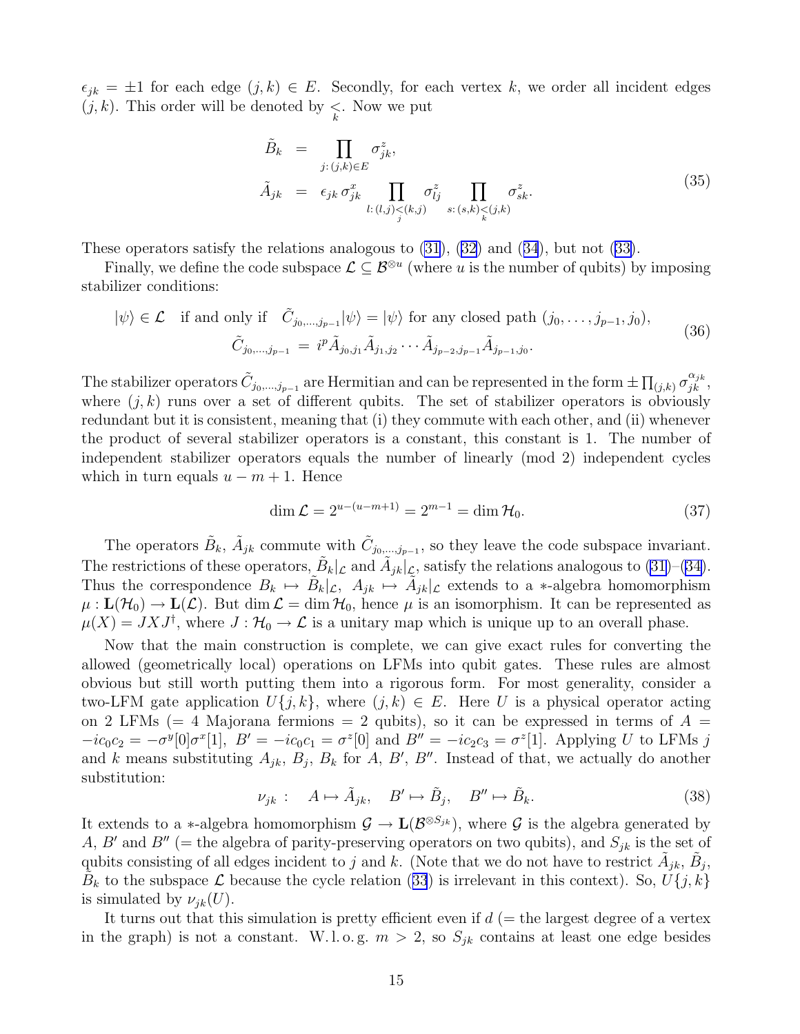$\epsilon_{jk} = \pm 1$ for each edge $(j,k) \in E$. Secondly, for each vertex $k$, we order all incident edges $(j,k)$. This order will be denoted by $\underset{k}{<}$. Now we put

$$
\begin{aligned}
\tilde{B}_k &= \prod_{j:\,(j,k)\in E} \sigma^z_{jk}, \\
\tilde{A}_{jk} &= \epsilon_{jk}\, \sigma^x_{jk} \prod_{l:\,(l,j)\underset{j}{<}(k,j)} \sigma^z_{lj} \prod_{s:\,(s,k)\underset{k}{<}(j,k)} \sigma^z_{sk}.
\end{aligned}
\tag{35}
$$

These operators satisfy the relations analogous to (31), (32) and (34), but not (33).

Finally, we define the code subspace $\mathcal{L} \subseteq \mathcal{B}^{\otimes u}$ (where $u$ is the number of qubits) by imposing stabilizer conditions:

$$
\begin{aligned}
|\psi\rangle \in \mathcal{L} \quad \text{if and only if} \quad \tilde{C}_{j_0,\ldots,j_{p-1}}|\psi\rangle = |\psi\rangle \text{ for any closed path } (j_0,\ldots,j_{p-1},j_0), \\
\tilde{C}_{j_0,\ldots,j_{p-1}} = i^p \tilde{A}_{j_0,j_1}\tilde{A}_{j_1,j_2}\cdots\tilde{A}_{j_{p-2},j_{p-1}}\tilde{A}_{j_{p-1},j_0}.
\end{aligned}
\tag{36}
$$

The stabilizer operators $\tilde{C}_{j_0,\ldots,j_{p-1}}$ are Hermitian and can be represented in the form $\pm\prod_{(j,k)}\sigma^{\alpha_{jk}}_{jk}$, where $(j,k)$ runs over a set of different qubits. The set of stabilizer operators is obviously redundant but it is consistent, meaning that (i) they commute with each other, and (ii) whenever the product of several stabilizer operators is a constant, this constant is 1. The number of independent stabilizer operators equals the number of linearly (mod 2) independent cycles which in turn equals $u - m + 1$. Hence

$$
\dim \mathcal{L} = 2^{u-(u-m+1)} = 2^{m-1} = \dim \mathcal{H}_0. \tag{37}
$$

The operators $\tilde{B}_k$, $\tilde{A}_{jk}$ commute with $\tilde{C}_{j_0,\ldots,j_{p-1}}$, so they leave the code subspace invariant. The restrictions of these operators, $\tilde{B}_k|_{\mathcal{L}}$ and $\tilde{A}_{jk}|_{\mathcal{L}}$, satisfy the relations analogous to (31)–(34). Thus the correspondence $B_k \mapsto \tilde{B}_k|_{\mathcal{L}}$, $A_{jk} \mapsto \tilde{A}_{jk}|_{\mathcal{L}}$ extends to a $*$-algebra homomorphism $\mu : \mathbf{L}(\mathcal{H}_0) \to \mathbf{L}(\mathcal{L})$. But $\dim\mathcal{L} = \dim\mathcal{H}_0$, hence $\mu$ is an isomorphism. It can be represented as $\mu(X) = JXJ^\dagger$, where $J : \mathcal{H}_0 \to \mathcal{L}$ is a unitary map which is unique up to an overall phase.

Now that the main construction is complete, we can give exact rules for converting the allowed (geometrically local) operations on LFMs into qubit gates. These rules are almost obvious but still worth putting them into a rigorous form. For most generality, consider a two-LFM gate application $U\{j,k\}$, where $(j,k) \in E$. Here $U$ is a physical operator acting on 2 LFMs (= 4 Majorana fermions = 2 qubits), so it can be expressed in terms of $A = -ic_0c_2 = -\sigma^y[0]\sigma^x[1]$, $B' = -ic_0c_1 = \sigma^z[0]$ and $B'' = -ic_2c_3 = \sigma^z[1]$. Applying $U$ to LFMs $j$ and $k$ means substituting $A_{jk}$, $B_j$, $B_k$ for $A$, $B'$, $B''$. Instead of that, we actually do another substitution:

$$
\nu_{jk}: \quad A \mapsto \tilde{A}_{jk}, \quad B' \mapsto \tilde{B}_j, \quad B'' \mapsto \tilde{B}_k. \tag{38}
$$

It extends to a $*$-algebra homomorphism $\mathcal{G} \to \mathbf{L}(\mathcal{B}^{\otimes S_{jk}})$, where $\mathcal{G}$ is the algebra generated by $A$, $B'$ and $B''$ (= the algebra of parity-preserving operators on two qubits), and $S_{jk}$ is the set of qubits consisting of all edges incident to $j$ and $k$. (Note that we do not have to restrict $\tilde{A}_{jk}$, $\tilde{B}_j$, $\tilde{B}_k$ to the subspace $\mathcal{L}$ because the cycle relation (33) is irrelevant in this context). So, $U\{j,k\}$ is simulated by $\nu_{jk}(U)$.

It turns out that this simulation is pretty efficient even if $d$ (= the largest degree of a vertex in the graph) is not a constant. W. l. o. g. $m > 2$, so $S_{jk}$ contains at least one edge besides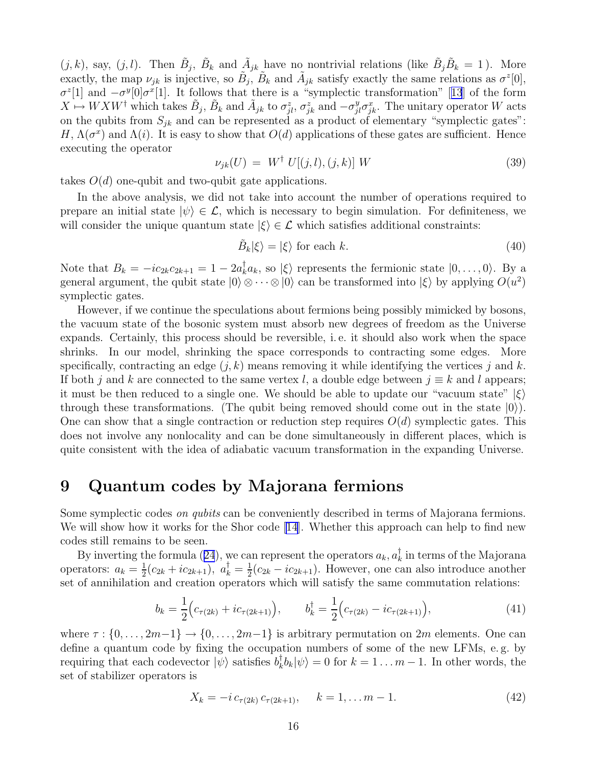$(j,k)$, say, $(j,l)$. Then $\tilde{B}_j$, $\tilde{B}_k$ and $\tilde{A}_{jk}$ have no nontrivial relations (like $\tilde{B}_j\tilde{B}_k = 1$). More exactly, the map $\nu_{jk}$ is injective, so $\tilde{B}_j$, $\tilde{B}_k$ and $\tilde{A}_{jk}$ satisfy exactly the same relations as $\sigma^z[0]$, $\sigma^z[1]$ and $-\sigma^y[0]\sigma^x[1]$. It follows that there is a "symplectic transformation" [13] of the form $X \mapsto WXW^\dagger$ which takes $\tilde{B}_j$, $\tilde{B}_k$ and $\tilde{A}_{jk}$ to $\sigma^z_{jl}$, $\sigma^z_{jk}$ and $-\sigma^y_{jl}\sigma^x_{jk}$. The unitary operator $W$ acts on the qubits from $S_{jk}$ and can be represented as a product of elementary "symplectic gates": $H$, $\Lambda(\sigma^x)$ and $\Lambda(i)$. It is easy to show that $O(d)$ applications of these gates are sufficient. Hence executing the operator

$$\nu_{jk}(U) \;=\; W^\dagger\, U[(j,l),(j,k)]\, W \tag{39}$$

takes $O(d)$ one-qubit and two-qubit gate applications.

In the above analysis, we did not take into account the number of operations required to prepare an initial state $|\psi\rangle \in \mathcal{L}$, which is necessary to begin simulation. For definiteness, we will consider the unique quantum state $|\xi\rangle \in \mathcal{L}$ which satisfies additional constraints:

$$\tilde{B}_k|\xi\rangle = |\xi\rangle \text{ for each } k. \tag{40}$$

Note that $B_k = -ic_{2k}c_{2k+1} = 1 - 2a_k^\dagger a_k$, so $|\xi\rangle$ represents the fermionic state $|0,\ldots,0\rangle$. By a general argument, the qubit state $|0\rangle \otimes \cdots \otimes |0\rangle$ can be transformed into $|\xi\rangle$ by applying $O(u^2)$ symplectic gates.

However, if we continue the speculations about fermions being possibly mimicked by bosons, the vacuum state of the bosonic system must absorb new degrees of freedom as the Universe expands. Certainly, this process should be reversible, i. e. it should also work when the space shrinks. In our model, shrinking the space corresponds to contracting some edges. More specifically, contracting an edge $(j,k)$ means removing it while identifying the vertices $j$ and $k$. If both $j$ and $k$ are connected to the same vertex $l$, a double edge between $j \equiv k$ and $l$ appears; it must be then reduced to a single one. We should be able to update our "vacuum state" $|\xi\rangle$ through these transformations. (The qubit being removed should come out in the state $|0\rangle$). One can show that a single contraction or reduction step requires $O(d)$ symplectic gates. This does not involve any nonlocality and can be done simultaneously in different places, which is quite consistent with the idea of adiabatic vacuum transformation in the expanding Universe.

# 9 Quantum codes by Majorana fermions

Some symplectic codes *on qubits* can be conveniently described in terms of Majorana fermions. We will show how it works for the Shor code [14]. Whether this approach can help to find new codes still remains to be seen.

By inverting the formula (24), we can represent the operators $a_k, a_k^\dagger$ in terms of the Majorana operators: $a_k = \frac{1}{2}(c_{2k} + ic_{2k+1})$, $a_k^\dagger = \frac{1}{2}(c_{2k} - ic_{2k+1})$. However, one can also introduce another set of annihilation and creation operators which will satisfy the same commutation relations:

$$b_k = \frac{1}{2}\Bigl(c_{\tau(2k)} + ic_{\tau(2k+1)}\Bigr), \qquad b_k^\dagger = \frac{1}{2}\Bigl(c_{\tau(2k)} - ic_{\tau(2k+1)}\Bigr), \tag{41}$$

where $\tau : \{0,\ldots,2m{-}1\} \to \{0,\ldots,2m{-}1\}$ is arbitrary permutation on $2m$ elements. One can define a quantum code by fixing the occupation numbers of some of the new LFMs, e. g. by requiring that each codevector $|\psi\rangle$ satisfies $b_k^\dagger b_k|\psi\rangle = 0$ for $k = 1\ldots m-1$. In other words, the set of stabilizer operators is

$$X_k = -i\, c_{\tau(2k)}\, c_{\tau(2k+1)}, \qquad k = 1,\ldots m-1. \tag{42}$$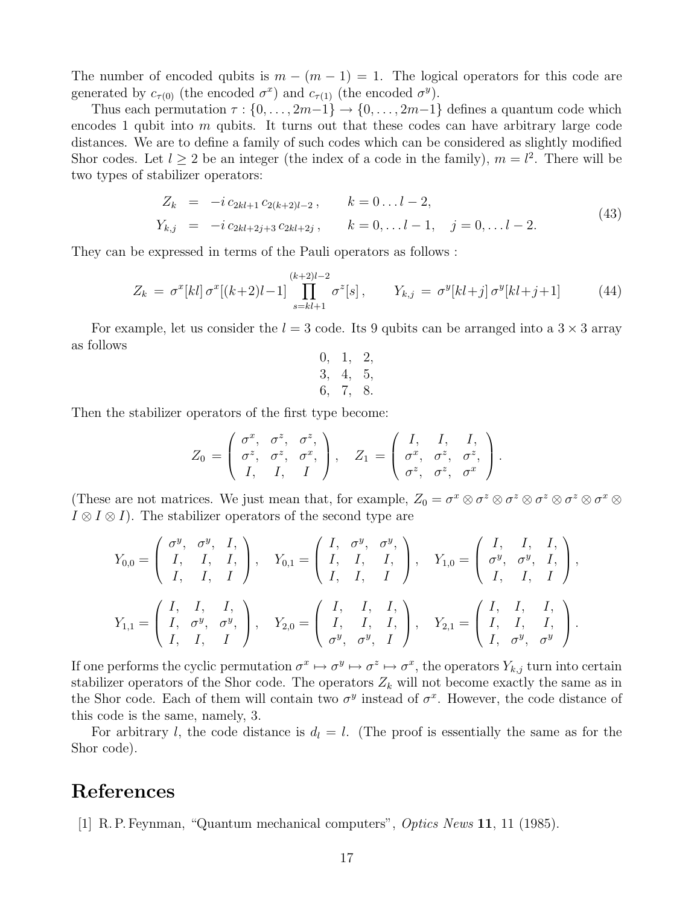The number of encoded qubits is $m - (m-1) = 1$. The logical operators for this code are generated by $c_{\tau(0)}$ (the encoded $\sigma^x$) and $c_{\tau(1)}$ (the encoded $\sigma^y$).

Thus each permutation $\tau : \{0, \ldots, 2m-1\} \to \{0, \ldots, 2m-1\}$ defines a quantum code which encodes 1 qubit into $m$ qubits. It turns out that these codes can have arbitrary large code distances. We are to define a family of such codes which can be considered as slightly modified Shor codes. Let $l \geq 2$ be an integer (the index of a code in the family), $m = l^2$. There will be two types of stabilizer operators:

$$
\begin{aligned}
Z_k &= -i\, c_{2kl+1}\, c_{2(k+2)l-2}\,, \qquad && k = 0 \ldots l-2, \\
Y_{k,j} &= -i\, c_{2kl+2j+3}\, c_{2kl+2j}\,, \qquad && k = 0, \ldots l-1, \quad j = 0, \ldots l-2.
\end{aligned}
\tag{43}
$$

They can be expressed in terms of the Pauli operators as follows :

$$
Z_k \,=\, \sigma^x[kl]\,\sigma^x[(k+2)l-1] \prod_{s=kl+1}^{(k+2)l-2} \sigma^z[s]\,, \qquad Y_{k,j} \,=\, \sigma^y[kl+j]\,\sigma^y[kl+j+1] \tag{44}
$$

For example, let us consider the $l = 3$ code. Its 9 qubits can be arranged into a $3 \times 3$ array as follows

$$
\begin{array}{ccc}
0, & 1, & 2, \\
3, & 4, & 5, \\
6, & 7, & 8.
\end{array}
$$

Then the stabilizer operators of the first type become:

$$
Z_0 \,=\, \begin{pmatrix} \sigma^x, & \sigma^z, & \sigma^z, \\ \sigma^z, & \sigma^z, & \sigma^x, \\ I, & I, & I \end{pmatrix}, \quad Z_1 \,=\, \begin{pmatrix} I, & I, & I, \\ \sigma^x, & \sigma^z, & \sigma^z, \\ \sigma^z, & \sigma^z, & \sigma^x \end{pmatrix}.
$$

(These are not matrices. We just mean that, for example, $Z_0 = \sigma^x \otimes \sigma^z \otimes \sigma^z \otimes \sigma^z \otimes \sigma^z \otimes \sigma^x \otimes I \otimes I \otimes I$). The stabilizer operators of the second type are

$$
Y_{0,0} = \begin{pmatrix} \sigma^y, & \sigma^y, & I, \\ I, & I, & I, \\ I, & I, & I \end{pmatrix}, \quad Y_{0,1} = \begin{pmatrix} I, & \sigma^y, & \sigma^y, \\ I, & I, & I, \\ I, & I, & I \end{pmatrix}, \quad Y_{1,0} = \begin{pmatrix} I, & I, & I, \\ \sigma^y, & \sigma^y, & I, \\ I, & I, & I \end{pmatrix},
$$

$$
Y_{1,1} = \begin{pmatrix} I, & I, & I, \\ I, & \sigma^y, & \sigma^y, \\ I, & I, & I \end{pmatrix}, \quad Y_{2,0} = \begin{pmatrix} I, & I, & I, \\ I, & I, & I, \\ \sigma^y, & \sigma^y, & I \end{pmatrix}, \quad Y_{2,1} = \begin{pmatrix} I, & I, & I, \\ I, & I, & I, \\ I, & \sigma^y, & \sigma^y \end{pmatrix}.
$$

If one performs the cyclic permutation $\sigma^x \mapsto \sigma^y \mapsto \sigma^z \mapsto \sigma^x$, the operators $Y_{k,j}$ turn into certain stabilizer operators of the Shor code. The operators $Z_k$ will not become exactly the same as in the Shor code. Each of them will contain two $\sigma^y$ instead of $\sigma^x$. However, the code distance of this code is the same, namely, 3.

For arbitrary $l$, the code distance is $d_l = l$. (The proof is essentially the same as for the Shor code).

# References

[1] R. P. Feynman, "Quantum mechanical computers", *Optics News* **11**, 11 (1985).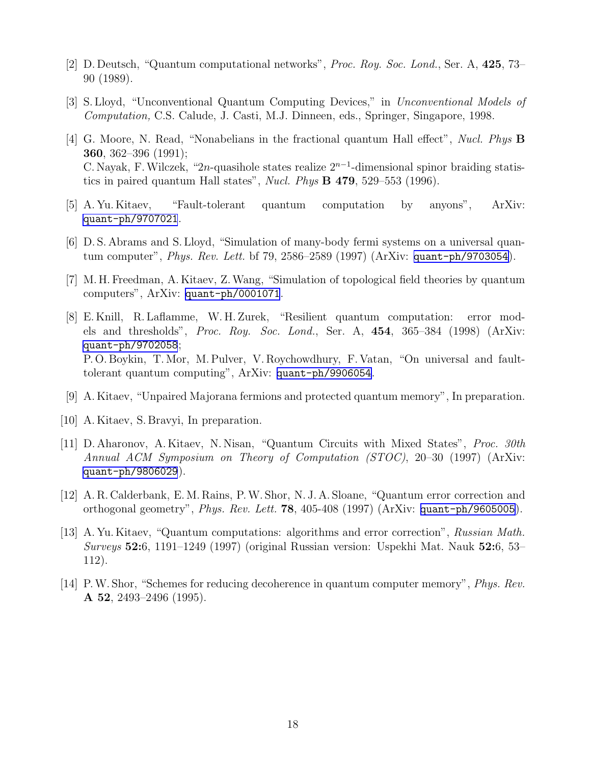[2] D. Deutsch, "Quantum computational networks", *Proc. Roy. Soc. Lond.*, Ser. A, **425**, 73–90 (1989).

[3] S. Lloyd, "Unconventional Quantum Computing Devices," in *Unconventional Models of Computation,* C.S. Calude, J. Casti, M.J. Dinneen, eds., Springer, Singapore, 1998.

[4] G. Moore, N. Read, "Nonabelians in the fractional quantum Hall effect", *Nucl. Phys* **B 360**, 362–396 (1991);
C. Nayak, F. Wilczek, "$2n$-quasihole states realize $2^{n-1}$-dimensional spinor braiding statistics in paired quantum Hall states", *Nucl. Phys* **B 479**, 529–553 (1996).

[5] A. Yu. Kitaev, "Fault-tolerant quantum computation by anyons", ArXiv: quant-ph/9707021.

[6] D. S. Abrams and S. Lloyd, "Simulation of many-body fermi systems on a universal quantum computer", *Phys. Rev. Lett.* bf 79, 2586–2589 (1997) (ArXiv: quant-ph/9703054).

[7] M. H. Freedman, A. Kitaev, Z. Wang, "Simulation of topological field theories by quantum computers", ArXiv: quant-ph/0001071.

[8] E. Knill, R. Laflamme, W. H. Zurek, "Resilient quantum computation: error models and thresholds", *Proc. Roy. Soc. Lond.*, Ser. A, **454**, 365–384 (1998) (ArXiv: quant-ph/9702058;
P. O. Boykin, T. Mor, M. Pulver, V. Roychowdhury, F. Vatan, "On universal and fault-tolerant quantum computing", ArXiv: quant-ph/9906054.

[9] A. Kitaev, "Unpaired Majorana fermions and protected quantum memory", In preparation.

[10] A. Kitaev, S. Bravyi, In preparation.

[11] D. Aharonov, A. Kitaev, N. Nisan, "Quantum Circuits with Mixed States", *Proc. 30th Annual ACM Symposium on Theory of Computation (STOC)*, 20–30 (1997) (ArXiv: quant-ph/9806029).

[12] A. R. Calderbank, E. M. Rains, P. W. Shor, N. J. A. Sloane, "Quantum error correction and orthogonal geometry", *Phys. Rev. Lett.* **78**, 405-408 (1997) (ArXiv: quant-ph/9605005).

[13] A. Yu. Kitaev, "Quantum computations: algorithms and error correction", *Russian Math. Surveys* **52:**6, 1191–1249 (1997) (original Russian version: Uspekhi Mat. Nauk **52:**6, 53–112).

[14] P. W. Shor, "Schemes for reducing decoherence in quantum computer memory", *Phys. Rev.* **A 52**, 2493–2496 (1995).